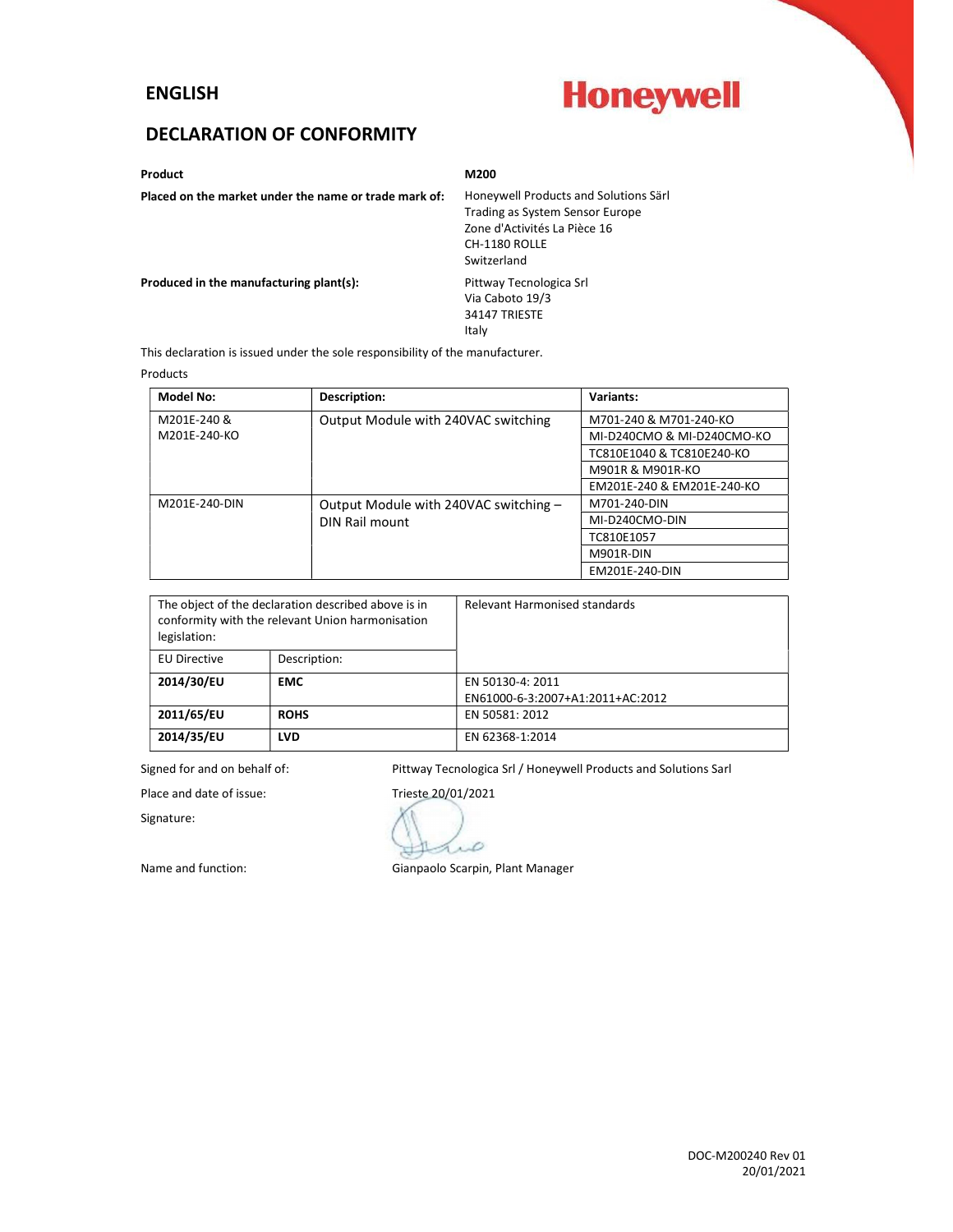## ENGLISH

**Honeywell**

## DECLARATION OF CONFORMITY

| | |
|---|---|
| **Product** | **M200** |
| **Placed on the market under the name or trade mark of:** | Honeywell Products and Solutions Särl<br>Trading as System Sensor Europe<br>Zone d'Activités La Pièce 16<br>CH-1180 ROLLE<br>Switzerland |
| **Produced in the manufacturing plant(s):** | Pittway Tecnologica Srl<br>Via Caboto 19/3<br>34147 TRIESTE<br>Italy |

This declaration is issued under the sole responsibility of the manufacturer.

Products

| Model No: | Description: | Variants: |
|---|---|---|
| M201E-240 & M201E-240-KO | Output Module with 240VAC switching | M701-240 & M701-240-KO |
| | | MI-D240CMO & MI-D240CMO-KO |
| | | TC810E1040 & TC810E240-KO |
| | | M901R & M901R-KO |
| | | EM201E-240 & EM201E-240-KO |
| M201E-240-DIN | Output Module with 240VAC switching – DIN Rail mount | M701-240-DIN |
| | | MI-D240CMO-DIN |
| | | TC810E1057 |
| | | M901R-DIN |
| | | EM201E-240-DIN |

| The object of the declaration described above is in conformity with the relevant Union harmonisation legislation: | | Relevant Harmonised standards |
|---|---|---|
| EU Directive | Description: | |
| **2014/30/EU** | **EMC** | EN 50130-4: 2011<br>EN61000-6-3:2007+A1:2011+AC:2012 |
| **2011/65/EU** | **ROHS** | EN 50581: 2012 |
| **2014/35/EU** | **LVD** | EN 62368-1:2014 |

Signed for and on behalf of: Pittway Tecnologica Srl / Honeywell Products and Solutions Sarl

Place and date of issue: Trieste 20/01/2021

Signature:

Name and function: Gianpaolo Scarpin, Plant Manager

DOC-M200240 Rev 01
20/01/2021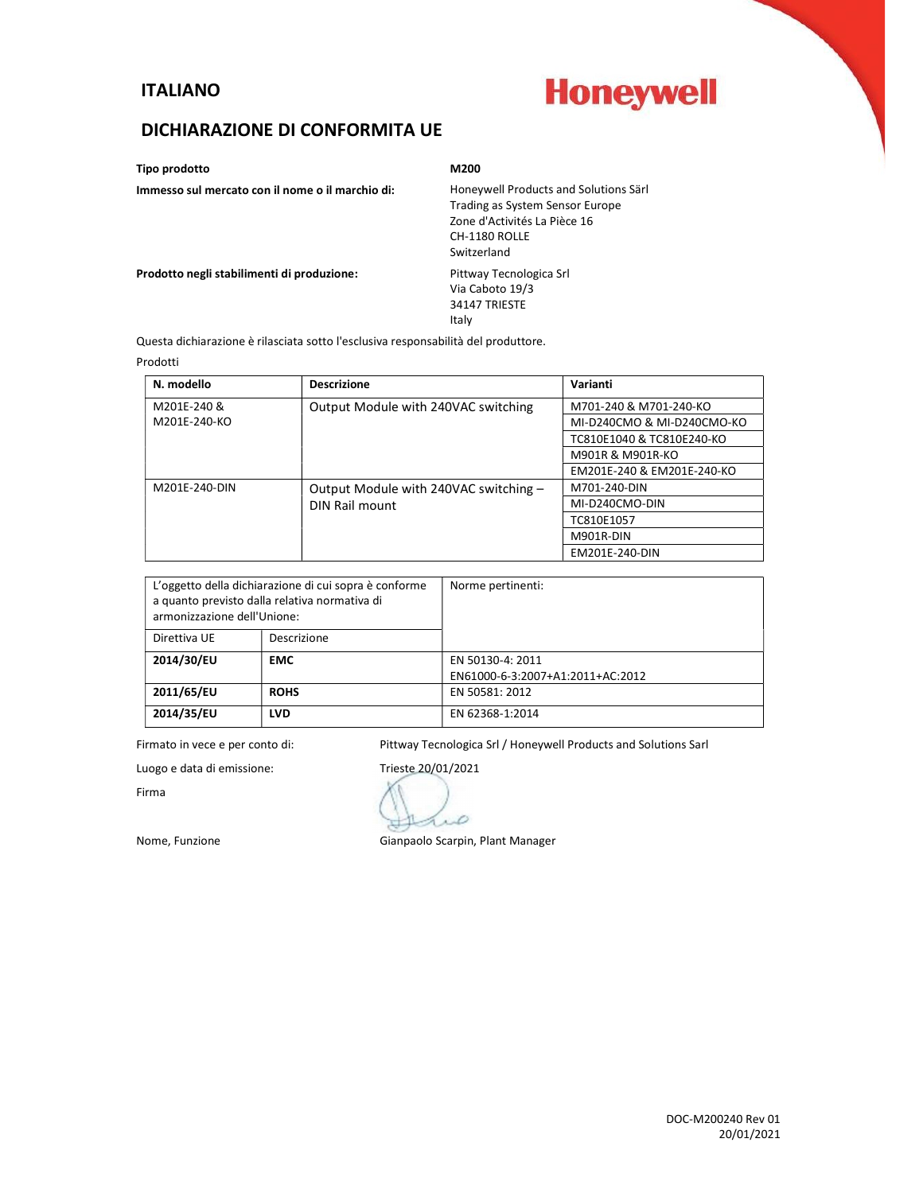## ITALIANO

Honeywell

## DICHIARAZIONE DI CONFORMITA UE

**Tipo prodotto** — **M200**

**Immesso sul mercato con il nome o il marchio di:**

Honeywell Products and Solutions Särl
Trading as System Sensor Europe
Zone d'Activités La Pièce 16
CH-1180 ROLLE
Switzerland

**Prodotto negli stabilimenti di produzione:**

Pittway Tecnologica Srl
Via Caboto 19/3
34147 TRIESTE
Italy

Questa dichiarazione è rilasciata sotto l'esclusiva responsabilità del produttore.

Prodotti

| N. modello | Descrizione | Varianti |
|---|---|---|
| M201E-240 & M201E-240-KO | Output Module with 240VAC switching | M701-240 & M701-240-KO |
| | | MI-D240CMO & MI-D240CMO-KO |
| | | TC810E1040 & TC810E240-KO |
| | | M901R & M901R-KO |
| | | EM201E-240 & EM201E-240-KO |
| M201E-240-DIN | Output Module with 240VAC switching – DIN Rail mount | M701-240-DIN |
| | | MI-D240CMO-DIN |
| | | TC810E1057 |
| | | M901R-DIN |
| | | EM201E-240-DIN |

| L'oggetto della dichiarazione di cui sopra è conforme a quanto previsto dalla relativa normativa di armonizzazione dell'Unione: | | Norme pertinenti: |
|---|---|---|
| Direttiva UE | Descrizione | |
| **2014/30/EU** | **EMC** | EN 50130-4: 2011<br>EN61000-6-3:2007+A1:2011+AC:2012 |
| **2011/65/EU** | **ROHS** | EN 50581: 2012 |
| **2014/35/EU** | **LVD** | EN 62368-1:2014 |

Firmato in vece e per conto di: Pittway Tecnologica Srl / Honeywell Products and Solutions Sarl

Luogo e data di emissione: Trieste 20/01/2021

Firma

Nome, Funzione: Gianpaolo Scarpin, Plant Manager

DOC-M200240 Rev 01
20/01/2021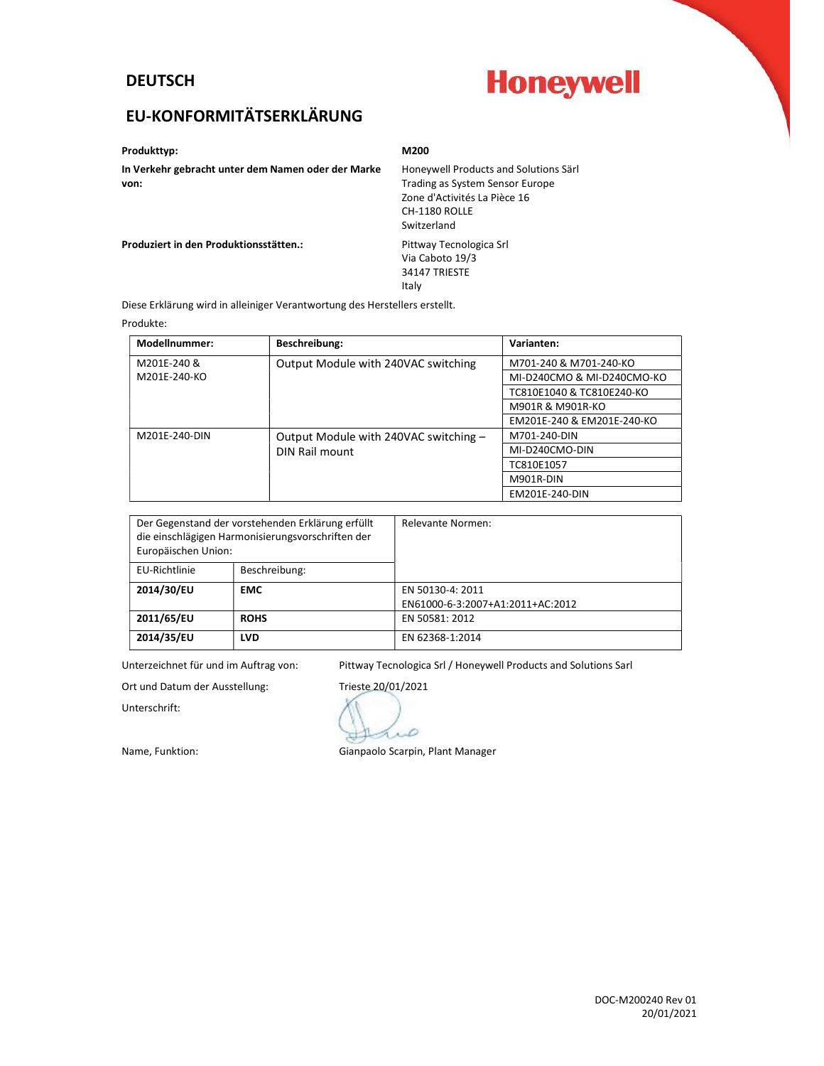**DEUTSCH**

Honeywell

# EU-KONFORMITÄTSERKLÄRUNG

| | |
|---|---|
| **Produkttyp:** | **M200** |
| **In Verkehr gebracht unter dem Namen oder der Marke von:** | Honeywell Products and Solutions Särl<br>Trading as System Sensor Europe<br>Zone d'Activités La Pièce 16<br>CH-1180 ROLLE<br>Switzerland |
| **Produziert in den Produktionsstätten.:** | Pittway Tecnologica Srl<br>Via Caboto 19/3<br>34147 TRIESTE<br>Italy |

Diese Erklärung wird in alleiniger Verantwortung des Herstellers erstellt.

Produkte:

| **Modellnummer:** | **Beschreibung:** | **Varianten:** |
|---|---|---|
| M201E-240 & M201E-240-KO | Output Module with 240VAC switching | M701-240 & M701-240-KO |
| | | MI-D240CMO & MI-D240CMO-KO |
| | | TC810E1040 & TC810E240-KO |
| | | M901R & M901R-KO |
| | | EM201E-240 & EM201E-240-KO |
| M201E-240-DIN | Output Module with 240VAC switching – DIN Rail mount | M701-240-DIN |
| | | MI-D240CMO-DIN |
| | | TC810E1057 |
| | | M901R-DIN |
| | | EM201E-240-DIN |

| Der Gegenstand der vorstehenden Erklärung erfüllt die einschlägigen Harmonisierungsvorschriften der Europäischen Union: | | Relevante Normen: |
|---|---|---|
| EU-Richtlinie | Beschreibung: | |
| **2014/30/EU** | **EMC** | EN 50130-4: 2011<br>EN61000-6-3:2007+A1:2011+AC:2012 |
| **2011/65/EU** | **ROHS** | EN 50581: 2012 |
| **2014/35/EU** | **LVD** | EN 62368-1:2014 |

Unterzeichnet für und im Auftrag von: Pittway Tecnologica Srl / Honeywell Products and Solutions Sarl

Ort und Datum der Ausstellung: Trieste 20/01/2021

Unterschrift:

Name, Funktion: Gianpaolo Scarpin, Plant Manager

DOC-M200240 Rev 01
20/01/2021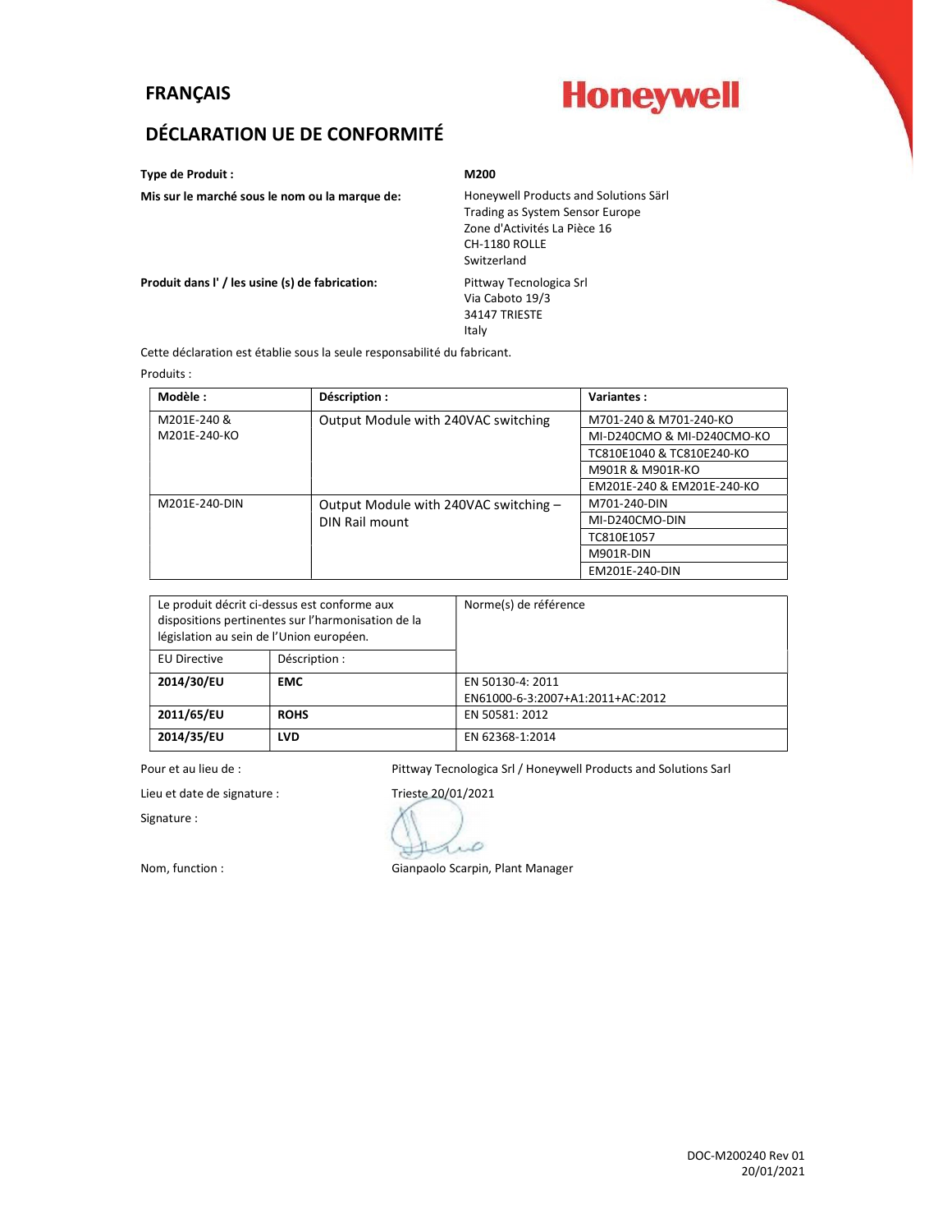## FRANÇAIS

**Honeywell**

## DÉCLARATION UE DE CONFORMITÉ

**Type de Produit :** **M200**

**Mis sur le marché sous le nom ou la marque de:**
Honeywell Products and Solutions Särl
Trading as System Sensor Europe
Zone d'Activités La Pièce 16
CH-1180 ROLLE
Switzerland

**Produit dans l' / les usine (s) de fabrication:**
Pittway Tecnologica Srl
Via Caboto 19/3
34147 TRIESTE
Italy

Cette déclaration est établie sous la seule responsabilité du fabricant.

Produits :

| Modèle : | Déscription : | Variantes : |
|---|---|---|
| M201E-240 & M201E-240-KO | Output Module with 240VAC switching | M701-240 & M701-240-KO |
| | | MI-D240CMO & MI-D240CMO-KO |
| | | TC810E1040 & TC810E240-KO |
| | | M901R & M901R-KO |
| | | EM201E-240 & EM201E-240-KO |
| M201E-240-DIN | Output Module with 240VAC switching – DIN Rail mount | M701-240-DIN |
| | | MI-D240CMO-DIN |
| | | TC810E1057 |
| | | M901R-DIN |
| | | EM201E-240-DIN |

| Le produit décrit ci-dessus est conforme aux dispositions pertinentes sur l'harmonisation de la législation au sein de l'Union européen. | | Norme(s) de référence |
|---|---|---|
| EU Directive | Déscription : | |
| **2014/30/EU** | **EMC** | EN 50130-4: 2011<br>EN61000-6-3:2007+A1:2011+AC:2012 |
| **2011/65/EU** | **ROHS** | EN 50581: 2012 |
| **2014/35/EU** | **LVD** | EN 62368-1:2014 |

Pour et au lieu de : Pittway Tecnologica Srl / Honeywell Products and Solutions Sarl

Lieu et date de signature : Trieste 20/01/2021

Signature :

Nom, function : Gianpaolo Scarpin, Plant Manager

DOC-M200240 Rev 01
20/01/2021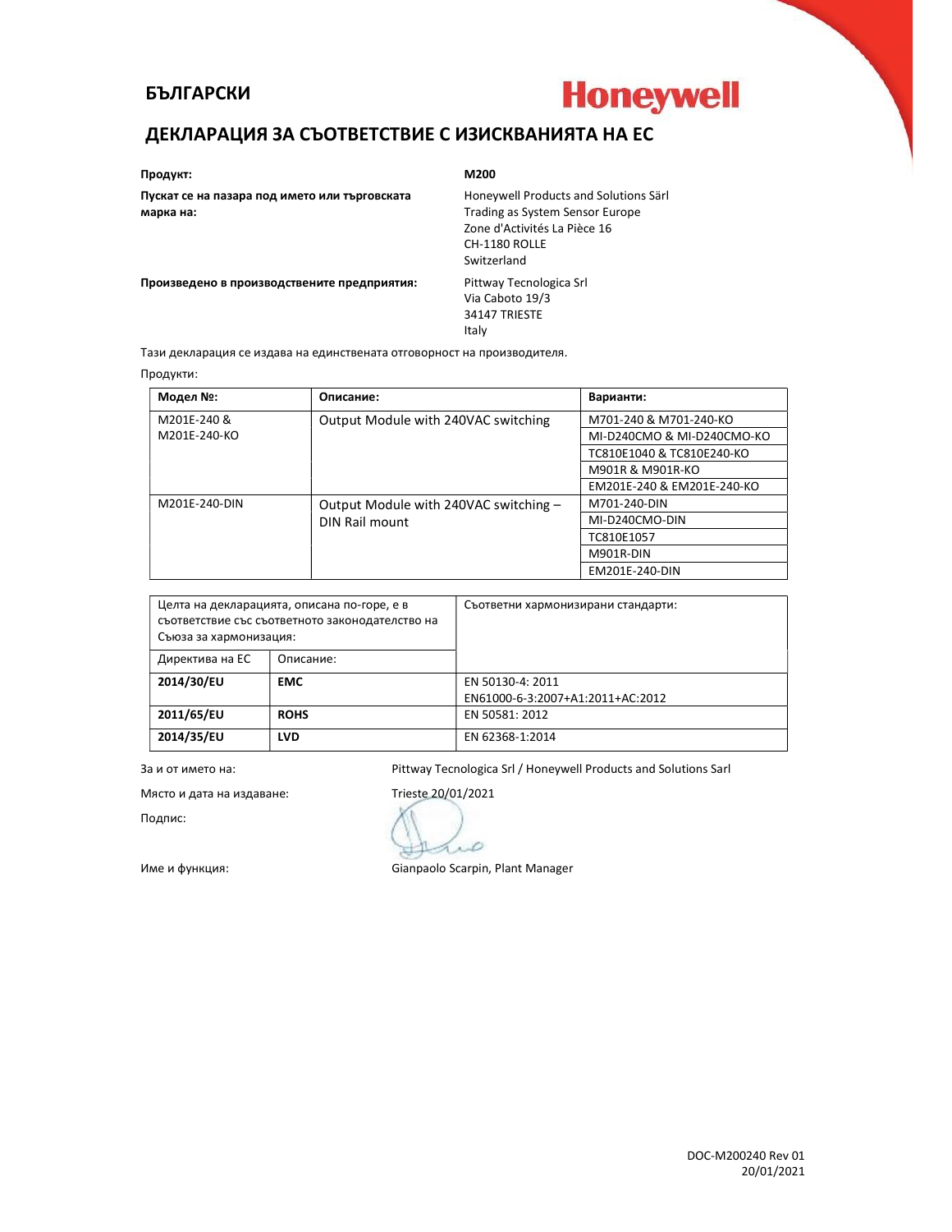**БЪЛГАРСКИ**

**Honeywell**

## ДЕКЛАРАЦИЯ ЗА СЪОТВЕТСТВИЕ С ИЗИСКВАНИЯТА НА ЕС

**Продукт:** **M200**

**Пускат се на пазара под името или търговската марка на:**
Honeywell Products and Solutions Särl
Trading as System Sensor Europe
Zone d'Activités La Pièce 16
CH-1180 ROLLE
Switzerland

**Произведено в производствените предприятия:**
Pittway Tecnologica Srl
Via Caboto 19/3
34147 TRIESTE
Italy

Тази декларация се издава на единствената отговорност на производителя.

Продукти:

| **Модел №:** | **Описание:** | **Варианти:** |
|---|---|---|
| M201E-240 & M201E-240-KO | Output Module with 240VAC switching | M701-240 & M701-240-KO |
| | | MI-D240CMO & MI-D240CMO-KO |
| | | TC810E1040 & TC810E240-KO |
| | | M901R & M901R-KO |
| | | EM201E-240 & EM201E-240-KO |
| M201E-240-DIN | Output Module with 240VAC switching – DIN Rail mount | M701-240-DIN |
| | | MI-D240CMO-DIN |
| | | TC810E1057 |
| | | M901R-DIN |
| | | EM201E-240-DIN |

| Целта на декларацията, описана по-горе, е в съответствие със съответното законодателство на Съюза за хармонизация: | | Съответни хармонизирани стандарти: |
|---|---|---|
| Директива на ЕС | Описание: | |
| **2014/30/EU** | **EMC** | EN 50130-4: 2011<br>EN61000-6-3:2007+A1:2011+AC:2012 |
| **2011/65/EU** | **ROHS** | EN 50581: 2012 |
| **2014/35/EU** | **LVD** | EN 62368-1:2014 |

За и от името на: Pittway Tecnologica Srl / Honeywell Products and Solutions Sarl

Място и дата на издаване: Trieste 20/01/2021

Подпис:

Име и функция: Gianpaolo Scarpin, Plant Manager

DOC-M200240 Rev 01
20/01/2021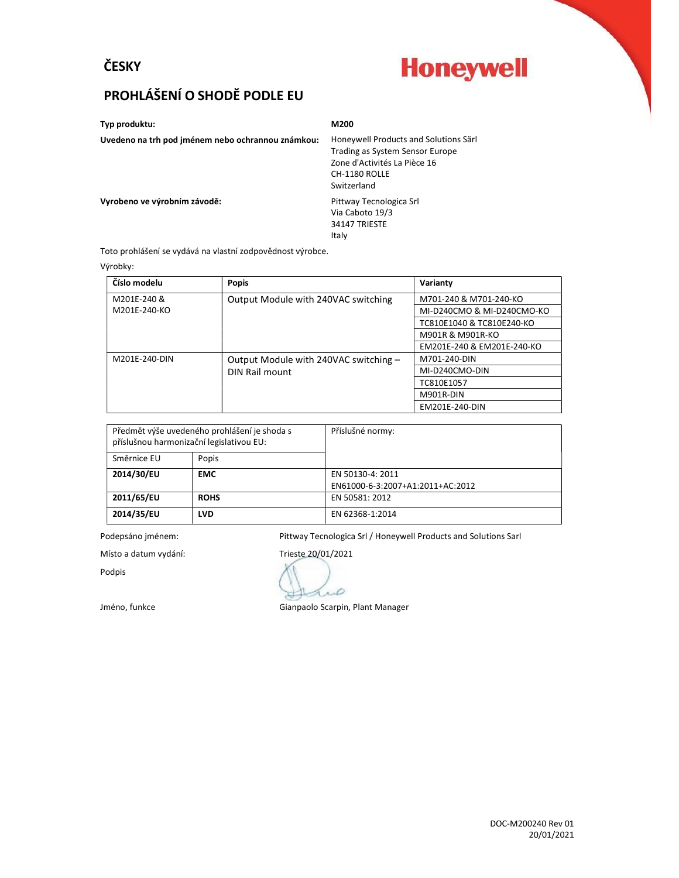## ČESKY

**Honeywell**

# PROHLÁŠENÍ O SHODĚ PODLE EU

**Typ produktu:** **M200**

**Uvedeno na trh pod jménem nebo ochrannou známkou:** Honeywell Products and Solutions Särl
Trading as System Sensor Europe
Zone d'Activités La Pièce 16
CH-1180 ROLLE
Switzerland

**Vyrobeno ve výrobním závodě:** Pittway Tecnologica Srl
Via Caboto 19/3
34147 TRIESTE
Italy

Toto prohlášení se vydává na vlastní zodpovědnost výrobce.

Výrobky:

| Číslo modelu | Popis | Varianty |
|---|---|---|
| M201E-240 & M201E-240-KO | Output Module with 240VAC switching | M701-240 & M701-240-KO |
| | | MI-D240CMO & MI-D240CMO-KO |
| | | TC810E1040 & TC810E240-KO |
| | | M901R & M901R-KO |
| | | EM201E-240 & EM201E-240-KO |
| M201E-240-DIN | Output Module with 240VAC switching – DIN Rail mount | M701-240-DIN |
| | | MI-D240CMO-DIN |
| | | TC810E1057 |
| | | M901R-DIN |
| | | EM201E-240-DIN |

| Předmět výše uvedeného prohlášení je shoda s příslušnou harmonizační legislativou EU: | | Příslušné normy: |
|---|---|---|
| Směrnice EU | Popis | |
| **2014/30/EU** | **EMC** | EN 50130-4: 2011<br>EN61000-6-3:2007+A1:2011+AC:2012 |
| **2011/65/EU** | **ROHS** | EN 50581: 2012 |
| **2014/35/EU** | **LVD** | EN 62368-1:2014 |

Podepsáno jménem: Pittway Tecnologica Srl / Honeywell Products and Solutions Sarl

Místo a datum vydání: Trieste 20/01/2021

Podpis

Jméno, funkce Gianpaolo Scarpin, Plant Manager

DOC-M200240 Rev 01
20/01/2021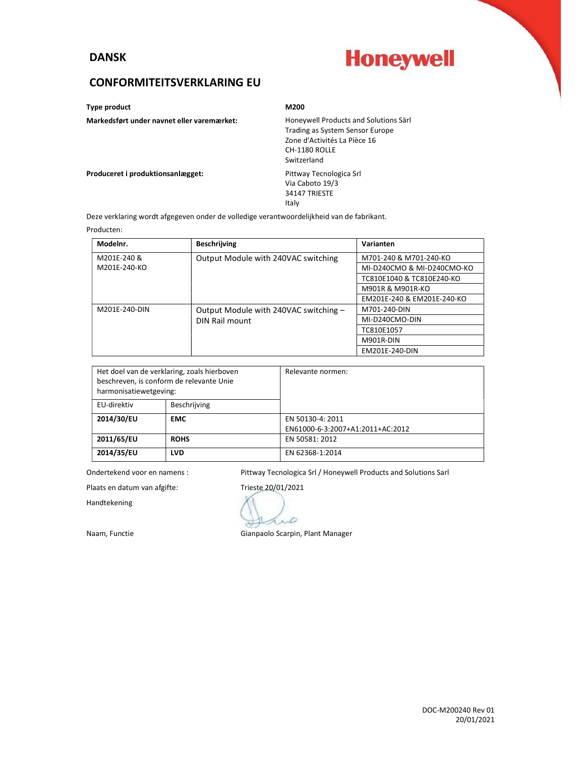# DANSK

Honeywell

## CONFORMITEITSVERKLARING EU

| | |
|---|---|
| **Type product** | **M200** |
| **Markedsført under navnet eller varemærket:** | Honeywell Products and Solutions Särl<br>Trading as System Sensor Europe<br>Zone d'Activités La Pièce 16<br>CH-1180 ROLLE<br>Switzerland |
| **Produceret i produktionsanlægget:** | Pittway Tecnologica Srl<br>Via Caboto 19/3<br>34147 TRIESTE<br>Italy |

Deze verklaring wordt afgegeven onder de volledige verantwoordelijkheid van de fabrikant.

Producten:

| Modelnr. | Beschrijving | Varianten |
|---|---|---|
| M201E-240 & M201E-240-KO | Output Module with 240VAC switching | M701-240 & M701-240-KO |
| | | MI-D240CMO & MI-D240CMO-KO |
| | | TC810E1040 & TC810E240-KO |
| | | M901R & M901R-KO |
| | | EM201E-240 & EM201E-240-KO |
| M201E-240-DIN | Output Module with 240VAC switching – DIN Rail mount | M701-240-DIN |
| | | MI-D240CMO-DIN |
| | | TC810E1057 |
| | | M901R-DIN |
| | | EM201E-240-DIN |

| Het doel van de verklaring, zoals hierboven beschreven, is conform de relevante Unie harmonisatiewetgeving: | | Relevante normen: |
|---|---|---|
| EU-direktiv | Beschrijving | |
| **2014/30/EU** | **EMC** | EN 50130-4: 2011<br>EN61000-6-3:2007+A1:2011+AC:2012 |
| **2011/65/EU** | **ROHS** | EN 50581: 2012 |
| **2014/35/EU** | **LVD** | EN 62368-1:2014 |

Ondertekend voor en namens : Pittway Tecnologica Srl / Honeywell Products and Solutions Sarl

Plaats en datum van afgifte: Trieste 20/01/2021

Handtekening

Naam, Functie Gianpaolo Scarpin, Plant Manager

DOC-M200240 Rev 01
20/01/2021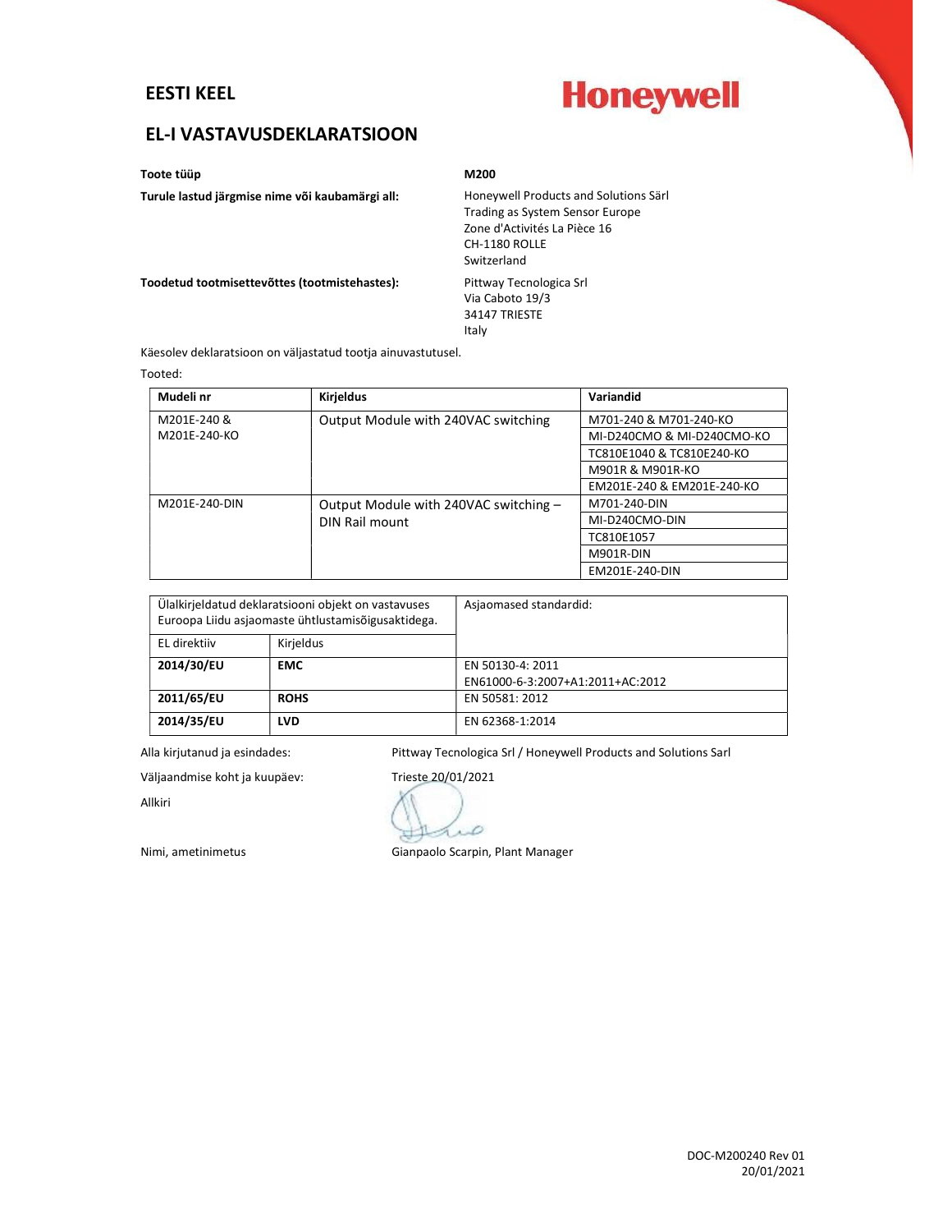**EESTI KEEL**

**Honeywell**

## EL-I VASTAVUSDEKLARATSIOON

| | |
|---|---|
| **Toote tüüp** | **M200** |
| **Turule lastud järgmise nime või kaubamärgi all:** | Honeywell Products and Solutions Särl<br>Trading as System Sensor Europe<br>Zone d'Activités La Pièce 16<br>CH-1180 ROLLE<br>Switzerland |
| **Toodetud tootmisettevõttes (tootmistehastes):** | Pittway Tecnologica Srl<br>Via Caboto 19/3<br>34147 TRIESTE<br>Italy |

Käesolev deklaratsioon on väljastatud tootja ainuvastutusel.

Tooted:

| Mudeli nr | Kirjeldus | Variandid |
|---|---|---|
| M201E-240 & M201E-240-KO | Output Module with 240VAC switching | M701-240 & M701-240-KO |
| | | MI-D240CMO & MI-D240CMO-KO |
| | | TC810E1040 & TC810E240-KO |
| | | M901R & M901R-KO |
| | | EM201E-240 & EM201E-240-KO |
| M201E-240-DIN | Output Module with 240VAC switching – DIN Rail mount | M701-240-DIN |
| | | MI-D240CMO-DIN |
| | | TC810E1057 |
| | | M901R-DIN |
| | | EM201E-240-DIN |

| Ülalkirjeldatud deklaratsiooni objekt on vastavuses Euroopa Liidu asjaomaste ühtlustamisõigusaktidega. | | Asjaomased standardid: |
|---|---|---|
| EL direktiiv | Kirjeldus | |
| **2014/30/EU** | **EMC** | EN 50130-4: 2011<br>EN61000-6-3:2007+A1:2011+AC:2012 |
| **2011/65/EU** | **ROHS** | EN 50581: 2012 |
| **2014/35/EU** | **LVD** | EN 62368-1:2014 |

Alla kirjutanud ja esindades: Pittway Tecnologica Srl / Honeywell Products and Solutions Sarl

Väljaandmise koht ja kuupäev: Trieste 20/01/2021

Allkiri

Nimi, ametinimetus: Gianpaolo Scarpin, Plant Manager

DOC-M200240 Rev 01
20/01/2021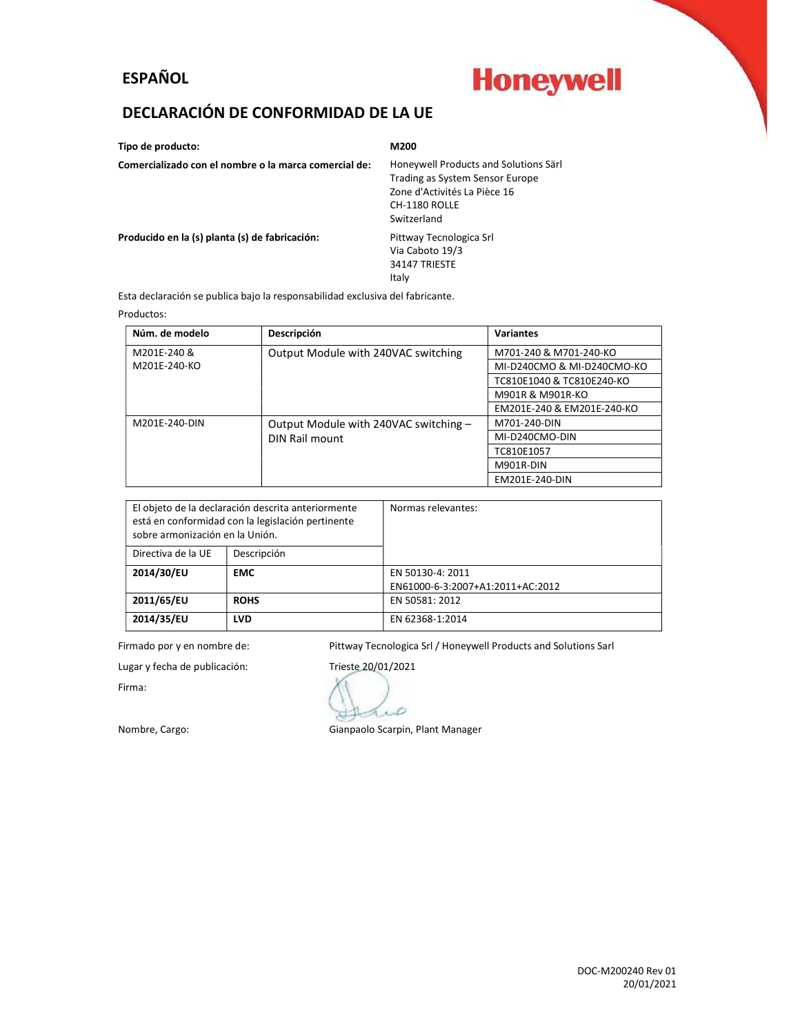**ESPAÑOL**

Honeywell

# DECLARACIÓN DE CONFORMIDAD DE LA UE

| | |
|---|---|
| **Tipo de producto:** | **M200** |
| **Comercializado con el nombre o la marca comercial de:** | Honeywell Products and Solutions Särl<br>Trading as System Sensor Europe<br>Zone d'Activités La Pièce 16<br>CH-1180 ROLLE<br>Switzerland |
| **Producido en la (s) planta (s) de fabricación:** | Pittway Tecnologica Srl<br>Via Caboto 19/3<br>34147 TRIESTE<br>Italy |

Esta declaración se publica bajo la responsabilidad exclusiva del fabricante.

Productos:

| Núm. de modelo | Descripción | Variantes |
|---|---|---|
| M201E-240 & M201E-240-KO | Output Module with 240VAC switching | M701-240 & M701-240-KO |
| | | MI-D240CMO & MI-D240CMO-KO |
| | | TC810E1040 & TC810E240-KO |
| | | M901R & M901R-KO |
| | | EM201E-240 & EM201E-240-KO |
| M201E-240-DIN | Output Module with 240VAC switching – DIN Rail mount | M701-240-DIN |
| | | MI-D240CMO-DIN |
| | | TC810E1057 |
| | | M901R-DIN |
| | | EM201E-240-DIN |

| El objeto de la declaración descrita anteriormente está en conformidad con la legislación pertinente sobre armonización en la Unión. | | Normas relevantes: |
|---|---|---|
| Directiva de la UE | Descripción | |
| **2014/30/EU** | **EMC** | EN 50130-4: 2011<br>EN61000-6-3:2007+A1:2011+AC:2012 |
| **2011/65/EU** | **ROHS** | EN 50581: 2012 |
| **2014/35/EU** | **LVD** | EN 62368-1:2014 |

Firmado por y en nombre de: Pittway Tecnologica Srl / Honeywell Products and Solutions Sarl

Lugar y fecha de publicación: Trieste 20/01/2021

Firma:

Nombre, Cargo: Gianpaolo Scarpin, Plant Manager

DOC-M200240 Rev 01
20/01/2021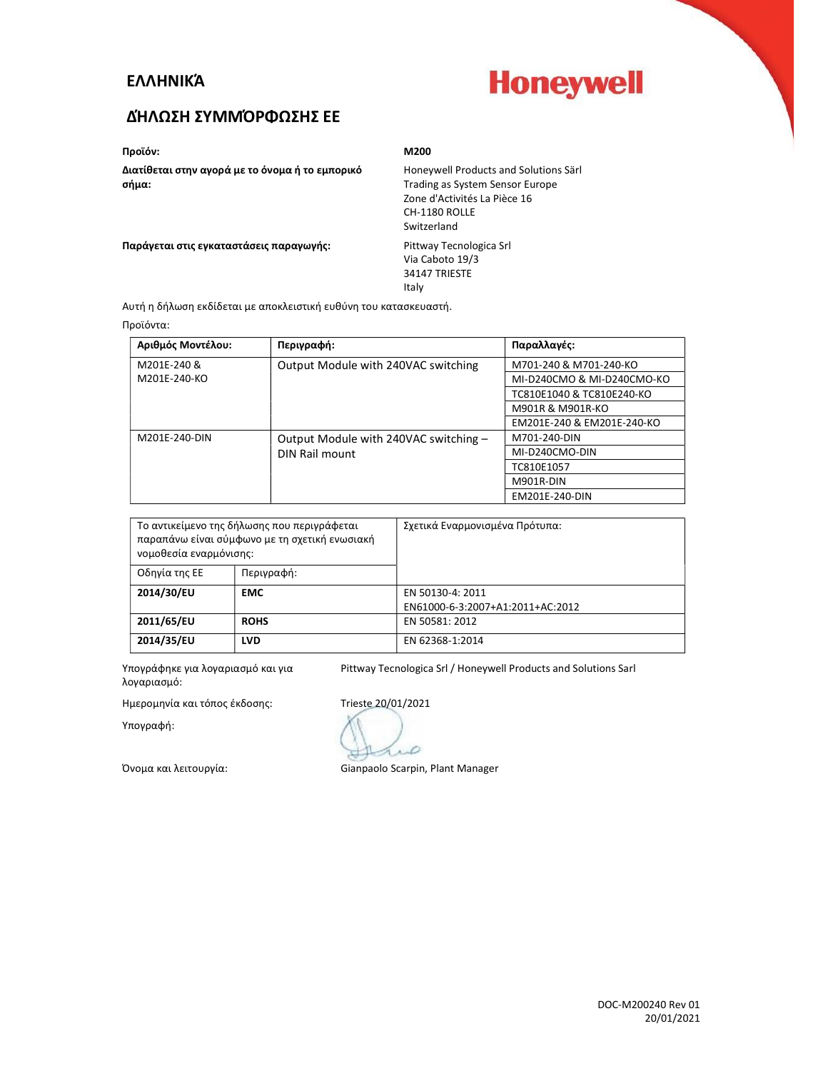# ΕΛΛΗΝΙΚΆ

Honeywell

## ΔΉΛΩΣΗ ΣΥΜΜΌΡΦΩΣΗΣ ΕΕ

**Προϊόν:** **M200**

**Διατίθεται στην αγορά με το όνομα ή το εμπορικό σήμα:**
Honeywell Products and Solutions Särl
Trading as System Sensor Europe
Zone d'Activités La Pièce 16
CH-1180 ROLLE
Switzerland

**Παράγεται στις εγκαταστάσεις παραγωγής:**
Pittway Tecnologica Srl
Via Caboto 19/3
34147 TRIESTE
Italy

Αυτή η δήλωση εκδίδεται με αποκλειστική ευθύνη του κατασκευαστή.

Προϊόντα:

| Αριθμός Μοντέλου: | Περιγραφή: | Παραλλαγές: |
|---|---|---|
| M201E-240 & M201E-240-KO | Output Module with 240VAC switching | M701-240 & M701-240-KO |
| | | MI-D240CMO & MI-D240CMO-KO |
| | | TC810E1040 & TC810E240-KO |
| | | M901R & M901R-KO |
| | | EM201E-240 & EM201E-240-KO |
| M201E-240-DIN | Output Module with 240VAC switching – DIN Rail mount | M701-240-DIN |
| | | MI-D240CMO-DIN |
| | | TC810E1057 |
| | | M901R-DIN |
| | | EM201E-240-DIN |

| Το αντικείμενο της δήλωσης που περιγράφεται παραπάνω είναι σύμφωνο με τη σχετική ενωσιακή νομοθεσία εναρμόνισης: | | Σχετικά Εναρμονισμένα Πρότυπα: |
|---|---|---|
| Οδηγία της ΕΕ | Περιγραφή: | |
| **2014/30/EU** | **EMC** | EN 50130-4: 2011<br>EN61000-6-3:2007+A1:2011+AC:2012 |
| **2011/65/EU** | **ROHS** | EN 50581: 2012 |
| **2014/35/EU** | **LVD** | EN 62368-1:2014 |

Υπογράφηκε για λογαριασμό και για λογαριασμό: Pittway Tecnologica Srl / Honeywell Products and Solutions Sarl

Ημερομηνία και τόπος έκδοσης: Trieste 20/01/2021

Υπογραφή:

Όνομα και λειτουργία: Gianpaolo Scarpin, Plant Manager

DOC-M200240 Rev 01
20/01/2021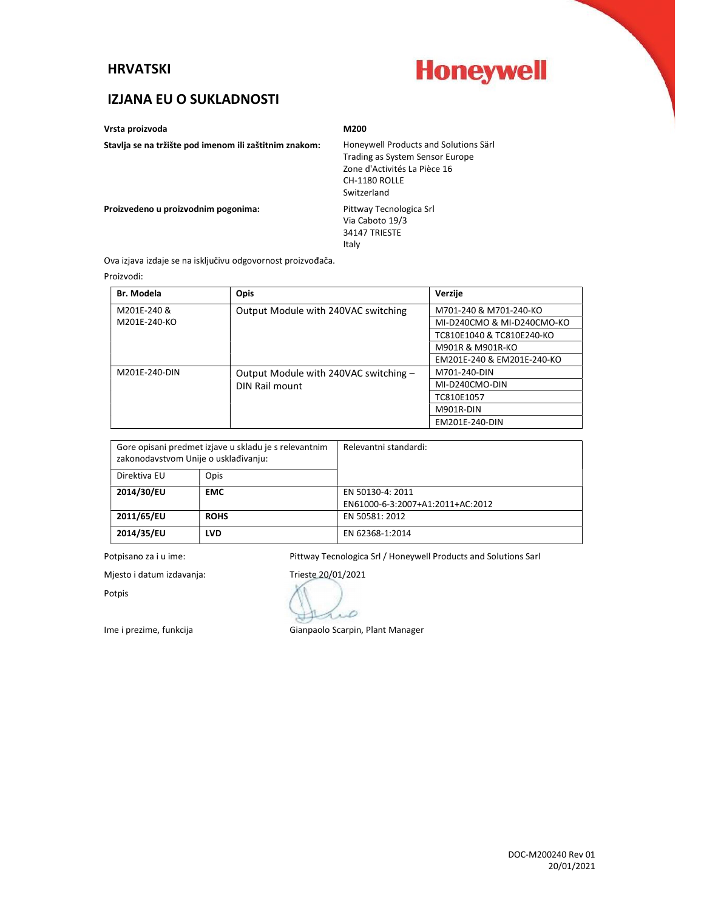# HRVATSKI

Honeywell

## IZJANA EU O SUKLADNOSTI

**Vrsta proizvoda** **M200**

**Stavlja se na tržište pod imenom ili zaštitnim znakom:** Honeywell Products and Solutions Särl
Trading as System Sensor Europe
Zone d'Activités La Pièce 16
CH-1180 ROLLE
Switzerland

**Proizvedeno u proizvodnim pogonima:** Pittway Tecnologica Srl
Via Caboto 19/3
34147 TRIESTE
Italy

Ova izjava izdaje se na isključivu odgovornost proizvođača.

Proizvodi:

| **Br. Modela** | **Opis** | **Verzije** |
|---|---|---|
| M201E-240 & M201E-240-KO | Output Module with 240VAC switching | M701-240 & M701-240-KO |
| | | MI-D240CMO & MI-D240CMO-KO |
| | | TC810E1040 & TC810E240-KO |
| | | M901R & M901R-KO |
| | | EM201E-240 & EM201E-240-KO |
| M201E-240-DIN | Output Module with 240VAC switching – DIN Rail mount | M701-240-DIN |
| | | MI-D240CMO-DIN |
| | | TC810E1057 |
| | | M901R-DIN |
| | | EM201E-240-DIN |

| Gore opisani predmet izjave u skladu je s relevantnim zakonodavstvom Unije o usklađivanju: | | Relevantni standardi: |
|---|---|---|
| Direktiva EU | Opis | |
| **2014/30/EU** | **EMC** | EN 50130-4: 2011<br>EN61000-6-3:2007+A1:2011+AC:2012 |
| **2011/65/EU** | **ROHS** | EN 50581: 2012 |
| **2014/35/EU** | **LVD** | EN 62368-1:2014 |

Potpisano za i u ime: Pittway Tecnologica Srl / Honeywell Products and Solutions Sarl

Mjesto i datum izdavanja: Trieste 20/01/2021

Potpis

Ime i prezime, funkcija Gianpaolo Scarpin, Plant Manager

DOC-M200240 Rev 01
20/01/2021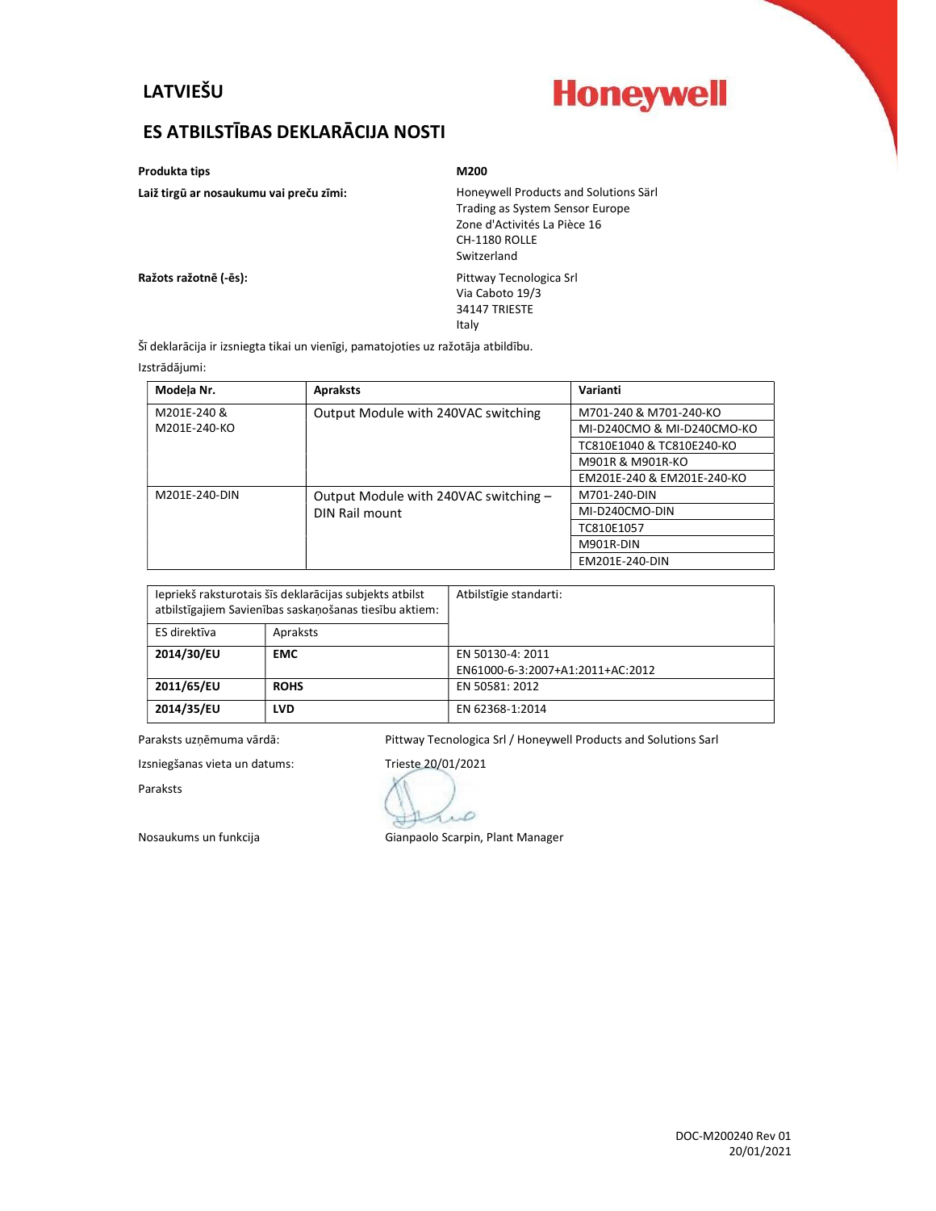## LATVIEŠU

Honeywell

## ES ATBILSTĪBAS DEKLARĀCIJA NOSTI

**Produkta tips** — **M200**

**Laiž tirgū ar nosaukumu vai preču zīmi:**

Honeywell Products and Solutions Särl
Trading as System Sensor Europe
Zone d'Activités La Pièce 16
CH-1180 ROLLE
Switzerland

**Ražots ražotnē (-ēs):**

Pittway Tecnologica Srl
Via Caboto 19/3
34147 TRIESTE
Italy

Šī deklarācija ir izsniegta tikai un vienīgi, pamatojoties uz ražotāja atbildību.

Izstrādājumi:

| Modeļa Nr. | Apraksts | Varianti |
|---|---|---|
| M201E-240 & M201E-240-KO | Output Module with 240VAC switching | M701-240 & M701-240-KO |
| | | MI-D240CMO & MI-D240CMO-KO |
| | | TC810E1040 & TC810E240-KO |
| | | M901R & M901R-KO |
| | | EM201E-240 & EM201E-240-KO |
| M201E-240-DIN | Output Module with 240VAC switching – DIN Rail mount | M701-240-DIN |
| | | MI-D240CMO-DIN |
| | | TC810E1057 |
| | | M901R-DIN |
| | | EM201E-240-DIN |

| Iepriekš raksturotais šīs deklarācijas subjekts atbilst atbilstīgajiem Savienības saskaņošanas tiesību aktiem: | | Atbilstīgie standarti: |
|---|---|---|
| ES direktīva | Apraksts | |
| **2014/30/EU** | **EMC** | EN 50130-4: 2011<br>EN61000-6-3:2007+A1:2011+AC:2012 |
| **2011/65/EU** | **ROHS** | EN 50581: 2012 |
| **2014/35/EU** | **LVD** | EN 62368-1:2014 |

Paraksts uzņēmuma vārdā: Pittway Tecnologica Srl / Honeywell Products and Solutions Sarl

Izsniegšanas vieta un datums: Trieste 20/01/2021

Paraksts

Nosaukums un funkcija: Gianpaolo Scarpin, Plant Manager

DOC-M200240 Rev 01
20/01/2021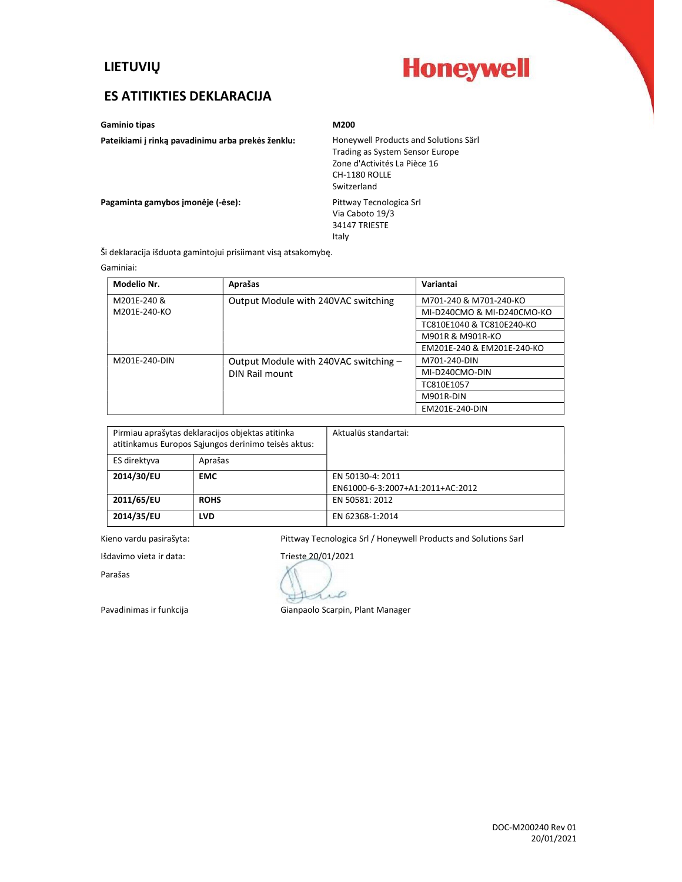## LIETUVIŲ

Honeywell

## ES ATITIKTIES DEKLARACIJA

**Gaminio tipas** **M200**

**Pateikiami į rinką pavadinimu arba prekės ženklu:**
Honeywell Products and Solutions Särl
Trading as System Sensor Europe
Zone d'Activités La Pièce 16
CH-1180 ROLLE
Switzerland

**Pagaminta gamybos įmonėje (-ėse):**
Pittway Tecnologica Srl
Via Caboto 19/3
34147 TRIESTE
Italy

Ši deklaracija išduota gamintojui prisiimant visą atsakomybę.

Gaminiai:

| Modelio Nr. | Aprašas | Variantai |
|---|---|---|
| M201E-240 & M201E-240-KO | Output Module with 240VAC switching | M701-240 & M701-240-KO |
| | | MI-D240CMO & MI-D240CMO-KO |
| | | TC810E1040 & TC810E240-KO |
| | | M901R & M901R-KO |
| | | EM201E-240 & EM201E-240-KO |
| M201E-240-DIN | Output Module with 240VAC switching – DIN Rail mount | M701-240-DIN |
| | | MI-D240CMO-DIN |
| | | TC810E1057 |
| | | M901R-DIN |
| | | EM201E-240-DIN |

| Pirmiau aprašytas deklaracijos objektas atitinka atitinkamus Europos Sąjungos derinimo teisės aktus: | | Aktualūs standartai: |
|---|---|---|
| ES direktyva | Aprašas | |
| **2014/30/EU** | **EMC** | EN 50130-4: 2011<br>EN61000-6-3:2007+A1:2011+AC:2012 |
| **2011/65/EU** | **ROHS** | EN 50581: 2012 |
| **2014/35/EU** | **LVD** | EN 62368-1:2014 |

Kieno vardu pasirašyta: Pittway Tecnologica Srl / Honeywell Products and Solutions Sarl

Išdavimo vieta ir data: Trieste 20/01/2021

Parašas

Pavadinimas ir funkcija Gianpaolo Scarpin, Plant Manager

DOC-M200240 Rev 01
20/01/2021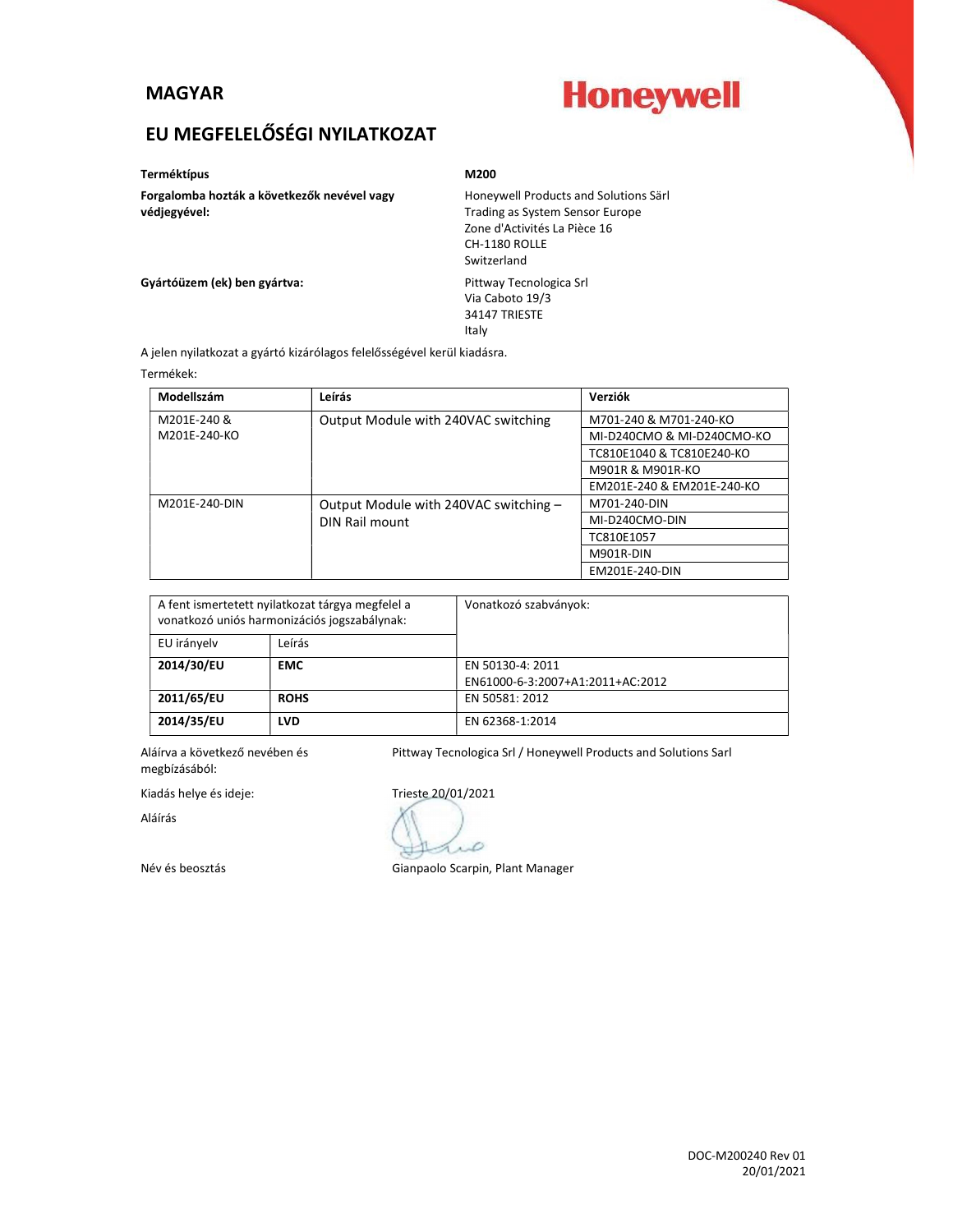## MAGYAR

**Honeywell**

# EU MEGFELELŐSÉGI NYILATKOZAT

| | |
|---|---|
| **Terméktípus** | **M200** |
| **Forgalomba hozták a következők nevével vagy védjegyével:** | Honeywell Products and Solutions Särl<br>Trading as System Sensor Europe<br>Zone d'Activités La Pièce 16<br>CH-1180 ROLLE<br>Switzerland |
| **Gyártóüzem (ek) ben gyártva:** | Pittway Tecnologica Srl<br>Via Caboto 19/3<br>34147 TRIESTE<br>Italy |

A jelen nyilatkozat a gyártó kizárólagos felelősségével kerül kiadásra.

Termékek:

| Modellszám | Leírás | Verziók |
|---|---|---|
| M201E-240 & M201E-240-KO | Output Module with 240VAC switching | M701-240 & M701-240-KO |
| | | MI-D240CMO & MI-D240CMO-KO |
| | | TC810E1040 & TC810E240-KO |
| | | M901R & M901R-KO |
| | | EM201E-240 & EM201E-240-KO |
| M201E-240-DIN | Output Module with 240VAC switching – DIN Rail mount | M701-240-DIN |
| | | MI-D240CMO-DIN |
| | | TC810E1057 |
| | | M901R-DIN |
| | | EM201E-240-DIN |

| A fent ismertetett nyilatkozat tárgya megfelel a vonatkozó uniós harmonizációs jogszabálynak: | | Vonatkozó szabványok: |
|---|---|---|
| EU irányelv | Leírás | |
| **2014/30/EU** | **EMC** | EN 50130-4: 2011<br>EN61000-6-3:2007+A1:2011+AC:2012 |
| **2011/65/EU** | **ROHS** | EN 50581: 2012 |
| **2014/35/EU** | **LVD** | EN 62368-1:2014 |

| | |
|---|---|
| Aláírva a következő nevében és megbízásából: | Pittway Tecnologica Srl / Honeywell Products and Solutions Sarl |
| Kiadás helye és ideje: | Trieste 20/01/2021 |
| Aláírás | |
| Név és beosztás | Gianpaolo Scarpin, Plant Manager |

DOC-M200240 Rev 01
20/01/2021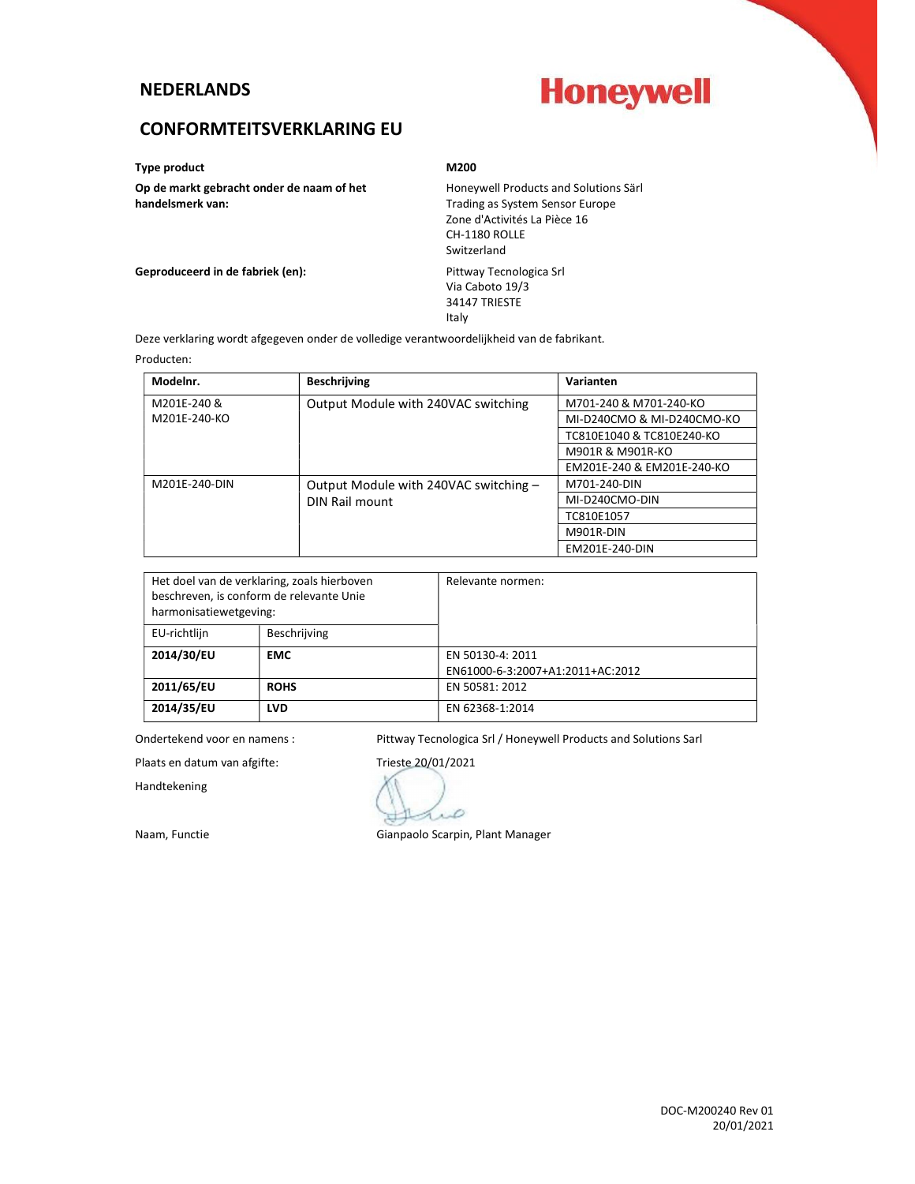## NEDERLANDS

Honeywell

## CONFORMTEITSVERKLARING EU

| | |
|---|---|
| **Type product** | **M200** |
| **Op de markt gebracht onder de naam of het handelsmerk van:** | Honeywell Products and Solutions Särl<br>Trading as System Sensor Europe<br>Zone d'Activités La Pièce 16<br>CH-1180 ROLLE<br>Switzerland |
| **Geproduceerd in de fabriek (en):** | Pittway Tecnologica Srl<br>Via Caboto 19/3<br>34147 TRIESTE<br>Italy |

Deze verklaring wordt afgegeven onder de volledige verantwoordelijkheid van de fabrikant.

Producten:

| Modelnr. | Beschrijving | Varianten |
|---|---|---|
| M201E-240 & M201E-240-KO | Output Module with 240VAC switching | M701-240 & M701-240-KO |
| | | MI-D240CMO & MI-D240CMO-KO |
| | | TC810E1040 & TC810E240-KO |
| | | M901R & M901R-KO |
| | | EM201E-240 & EM201E-240-KO |
| M201E-240-DIN | Output Module with 240VAC switching – DIN Rail mount | M701-240-DIN |
| | | MI-D240CMO-DIN |
| | | TC810E1057 |
| | | M901R-DIN |
| | | EM201E-240-DIN |

| Het doel van de verklaring, zoals hierboven beschreven, is conform de relevante Unie harmonisatiewetgeving: | | Relevante normen: |
|---|---|---|
| EU-richtlijn | Beschrijving | |
| **2014/30/EU** | **EMC** | EN 50130-4: 2011<br>EN61000-6-3:2007+A1:2011+AC:2012 |
| **2011/65/EU** | **ROHS** | EN 50581: 2012 |
| **2014/35/EU** | **LVD** | EN 62368-1:2014 |

Ondertekend voor en namens : Pittway Tecnologica Srl / Honeywell Products and Solutions Sarl

Plaats en datum van afgifte: Trieste 20/01/2021

Handtekening

Naam, Functie Gianpaolo Scarpin, Plant Manager

DOC-M200240 Rev 01
20/01/2021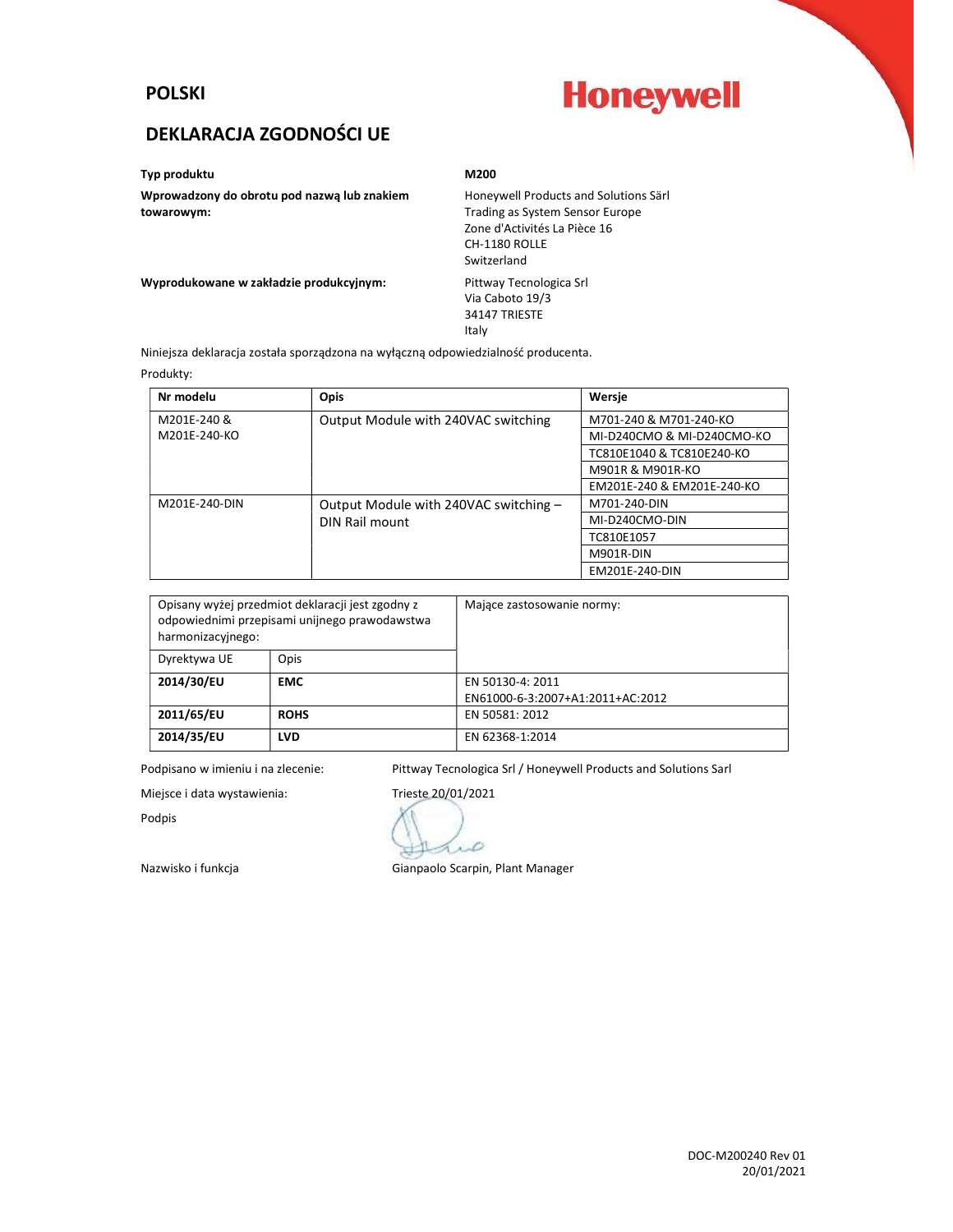## POLSKI

Honeywell

# DEKLARACJA ZGODNOŚCI UE

| | |
|---|---|
| **Typ produktu** | **M200** |
| **Wprowadzony do obrotu pod nazwą lub znakiem towarowym:** | Honeywell Products and Solutions Särl<br>Trading as System Sensor Europe<br>Zone d'Activités La Pièce 16<br>CH-1180 ROLLE<br>Switzerland |
| **Wyprodukowane w zakładzie produkcyjnym:** | Pittway Tecnologica Srl<br>Via Caboto 19/3<br>34147 TRIESTE<br>Italy |

Niniejsza deklaracja została sporządzona na wyłączną odpowiedzialność producenta.

Produkty:

| Nr modelu | Opis | Wersje |
|---|---|---|
| M201E-240 & M201E-240-KO | Output Module with 240VAC switching | M701-240 & M701-240-KO |
| | | MI-D240CMO & MI-D240CMO-KO |
| | | TC810E1040 & TC810E240-KO |
| | | M901R & M901R-KO |
| | | EM201E-240 & EM201E-240-KO |
| M201E-240-DIN | Output Module with 240VAC switching – DIN Rail mount | M701-240-DIN |
| | | MI-D240CMO-DIN |
| | | TC810E1057 |
| | | M901R-DIN |
| | | EM201E-240-DIN |

| Opisany wyżej przedmiot deklaracji jest zgodny z odpowiednimi przepisami unijnego prawodawstwa harmonizacyjnego: | | Mające zastosowanie normy: |
|---|---|---|
| Dyrektywa UE | Opis | |
| **2014/30/EU** | **EMC** | EN 50130-4: 2011<br>EN61000-6-3:2007+A1:2011+AC:2012 |
| **2011/65/EU** | **ROHS** | EN 50581: 2012 |
| **2014/35/EU** | **LVD** | EN 62368-1:2014 |

Podpisano w imieniu i na zlecenie: Pittway Tecnologica Srl / Honeywell Products and Solutions Sarl

Miejsce i data wystawienia: Trieste 20/01/2021

Podpis

Nazwisko i funkcja Gianpaolo Scarpin, Plant Manager

DOC-M200240 Rev 01
20/01/2021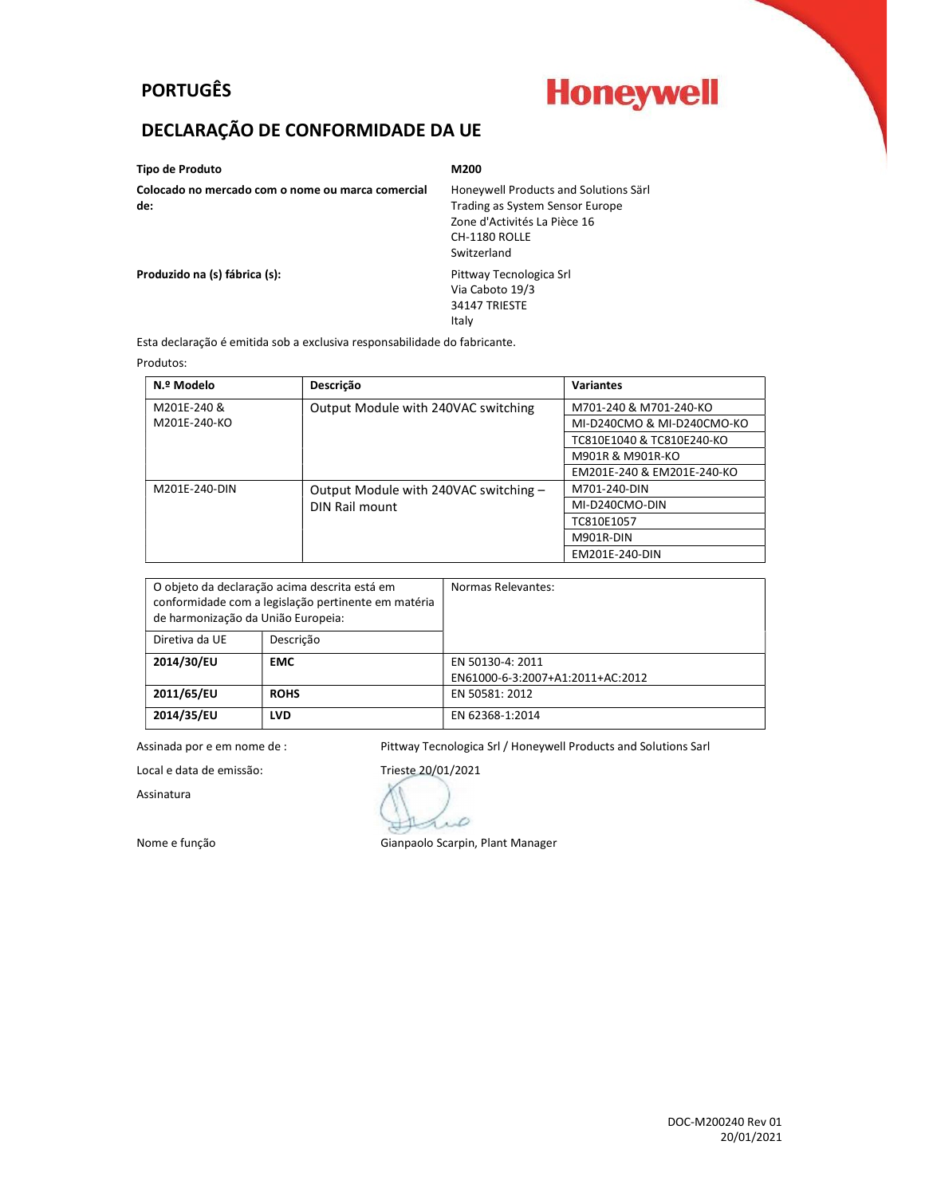## PORTUGÊS

**Honeywell**

## DECLARAÇÃO DE CONFORMIDADE DA UE

**Tipo de Produto** — **M200**

**Colocado no mercado com o nome ou marca comercial de:**
Honeywell Products and Solutions Särl
Trading as System Sensor Europe
Zone d'Activités La Pièce 16
CH-1180 ROLLE
Switzerland

**Produzido na (s) fábrica (s):**
Pittway Tecnologica Srl
Via Caboto 19/3
34147 TRIESTE
Italy

Esta declaração é emitida sob a exclusiva responsabilidade do fabricante.

Produtos:

| N.º Modelo | Descrição | Variantes |
|---|---|---|
| M201E-240 & M201E-240-KO | Output Module with 240VAC switching | M701-240 & M701-240-KO |
| | | MI-D240CMO & MI-D240CMO-KO |
| | | TC810E1040 & TC810E240-KO |
| | | M901R & M901R-KO |
| | | EM201E-240 & EM201E-240-KO |
| M201E-240-DIN | Output Module with 240VAC switching – DIN Rail mount | M701-240-DIN |
| | | MI-D240CMO-DIN |
| | | TC810E1057 |
| | | M901R-DIN |
| | | EM201E-240-DIN |

| O objeto da declaração acima descrita está em conformidade com a legislação pertinente em matéria de harmonização da União Europeia: | | Normas Relevantes: |
|---|---|---|
| Diretiva da UE | Descrição | |
| **2014/30/EU** | **EMC** | EN 50130-4: 2011<br>EN61000-6-3:2007+A1:2011+AC:2012 |
| **2011/65/EU** | **ROHS** | EN 50581: 2012 |
| **2014/35/EU** | **LVD** | EN 62368-1:2014 |

Assinada por e em nome de : Pittway Tecnologica Srl / Honeywell Products and Solutions Sarl

Local e data de emissão: Trieste 20/01/2021

Assinatura

Nome e função: Gianpaolo Scarpin, Plant Manager

DOC-M200240 Rev 01
20/01/2021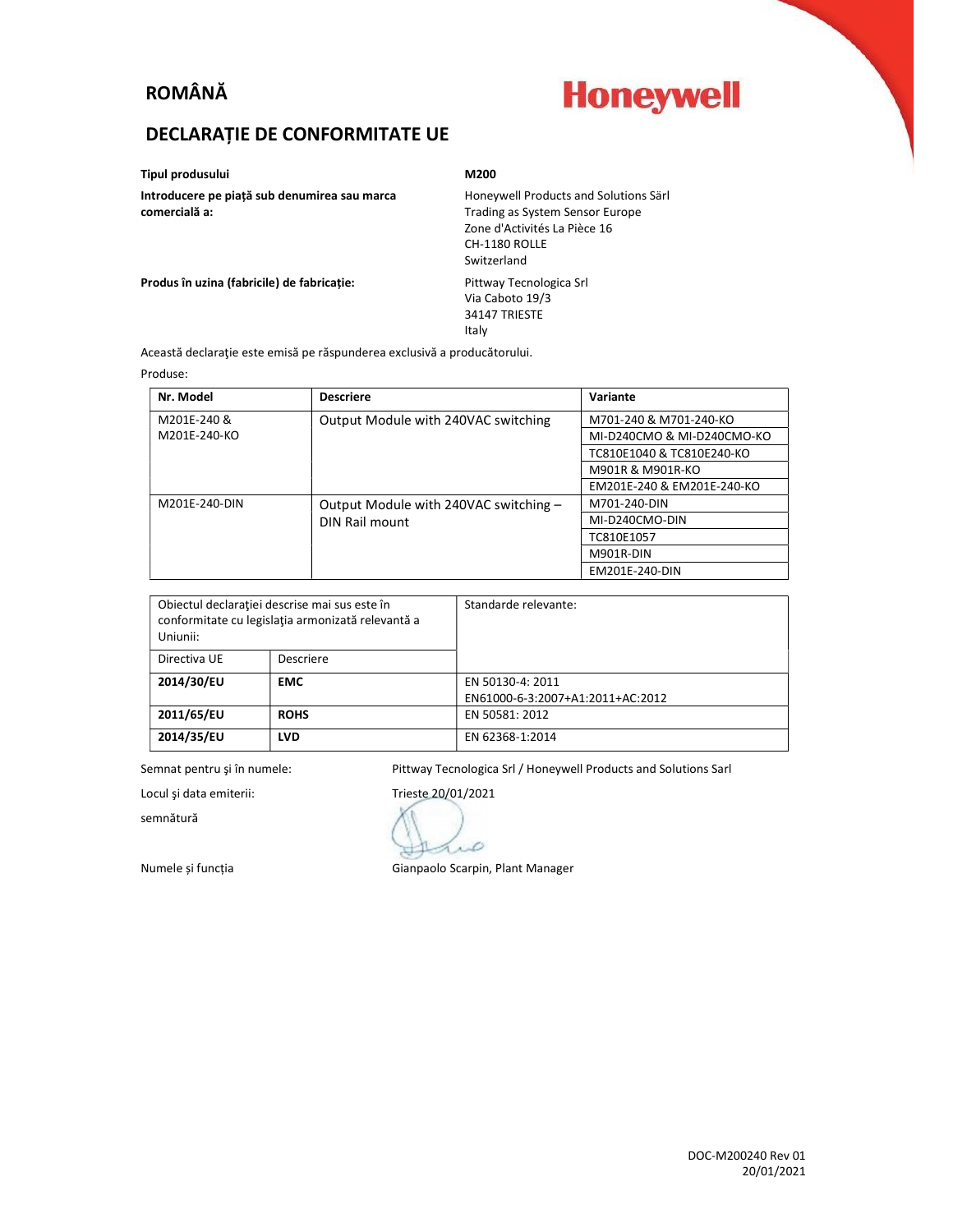## ROMÂNĂ

**Honeywell**

## DECLARAȚIE DE CONFORMITATE UE

| | |
|---|---|
| **Tipul produsului** | **M200** |
| **Introducere pe piață sub denumirea sau marca comercială a:** | Honeywell Products and Solutions Särl<br>Trading as System Sensor Europe<br>Zone d'Activités La Pièce 16<br>CH-1180 ROLLE<br>Switzerland |
| **Produs în uzina (fabricile) de fabricație:** | Pittway Tecnologica Srl<br>Via Caboto 19/3<br>34147 TRIESTE<br>Italy |

Această declaraţie este emisă pe răspunderea exclusivă a producătorului.

Produse:

| Nr. Model | Descriere | Variante |
|---|---|---|
| M201E-240 & M201E-240-KO | Output Module with 240VAC switching | M701-240 & M701-240-KO |
| | | MI-D240CMO & MI-D240CMO-KO |
| | | TC810E1040 & TC810E240-KO |
| | | M901R & M901R-KO |
| | | EM201E-240 & EM201E-240-KO |
| M201E-240-DIN | Output Module with 240VAC switching – DIN Rail mount | M701-240-DIN |
| | | MI-D240CMO-DIN |
| | | TC810E1057 |
| | | M901R-DIN |
| | | EM201E-240-DIN |

| Obiectul declaraţiei descrise mai sus este în conformitate cu legislaţia armonizată relevantă a Uniunii: | | Standarde relevante: |
|---|---|---|
| Directiva UE | Descriere | |
| **2014/30/EU** | **EMC** | EN 50130-4: 2011<br>EN61000-6-3:2007+A1:2011+AC:2012 |
| **2011/65/EU** | **ROHS** | EN 50581: 2012 |
| **2014/35/EU** | **LVD** | EN 62368-1:2014 |

Semnat pentru şi în numele: Pittway Tecnologica Srl / Honeywell Products and Solutions Sarl

Locul şi data emiterii: Trieste 20/01/2021

semnătură

Numele și funcția Gianpaolo Scarpin, Plant Manager

DOC-M200240 Rev 01
20/01/2021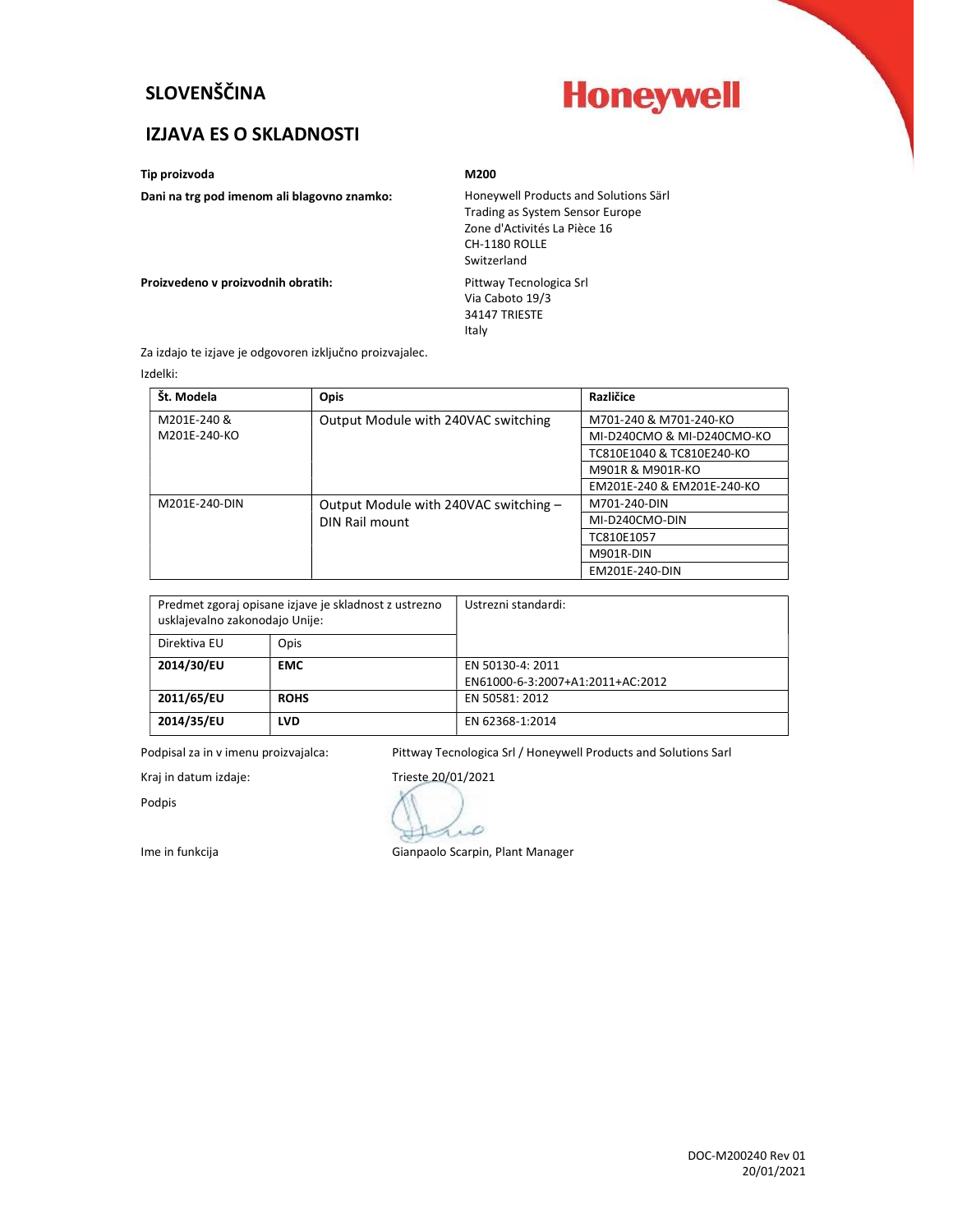## SLOVENŠČINA

Honeywell

## IZJAVA ES O SKLADNOSTI

**Tip proizvoda** — **M200**

**Dani na trg pod imenom ali blagovno znamko:**
Honeywell Products and Solutions Särl
Trading as System Sensor Europe
Zone d'Activités La Pièce 16
CH-1180 ROLLE
Switzerland

**Proizvedeno v proizvodnih obratih:**
Pittway Tecnologica Srl
Via Caboto 19/3
34147 TRIESTE
Italy

Za izdajo te izjave je odgovoren izključno proizvajalec.

Izdelki:

| Št. Modela | Opis | Različice |
|---|---|---|
| M201E-240 & M201E-240-KO | Output Module with 240VAC switching | M701-240 & M701-240-KO |
| | | MI-D240CMO & MI-D240CMO-KO |
| | | TC810E1040 & TC810E240-KO |
| | | M901R & M901R-KO |
| | | EM201E-240 & EM201E-240-KO |
| M201E-240-DIN | Output Module with 240VAC switching – DIN Rail mount | M701-240-DIN |
| | | MI-D240CMO-DIN |
| | | TC810E1057 |
| | | M901R-DIN |
| | | EM201E-240-DIN |

| Predmet zgoraj opisane izjave je skladnost z ustrezno usklajevalno zakonodajo Unije: | | Ustrezni standardi: |
|---|---|---|
| Direktiva EU | Opis | |
| **2014/30/EU** | **EMC** | EN 50130-4: 2011<br>EN61000-6-3:2007+A1:2011+AC:2012 |
| **2011/65/EU** | **ROHS** | EN 50581: 2012 |
| **2014/35/EU** | **LVD** | EN 62368-1:2014 |

Podpisal za in v imenu proizvajalca: Pittway Tecnologica Srl / Honeywell Products and Solutions Sarl

Kraj in datum izdaje: Trieste 20/01/2021

Podpis

Ime in funkcija: Gianpaolo Scarpin, Plant Manager

DOC-M200240 Rev 01
20/01/2021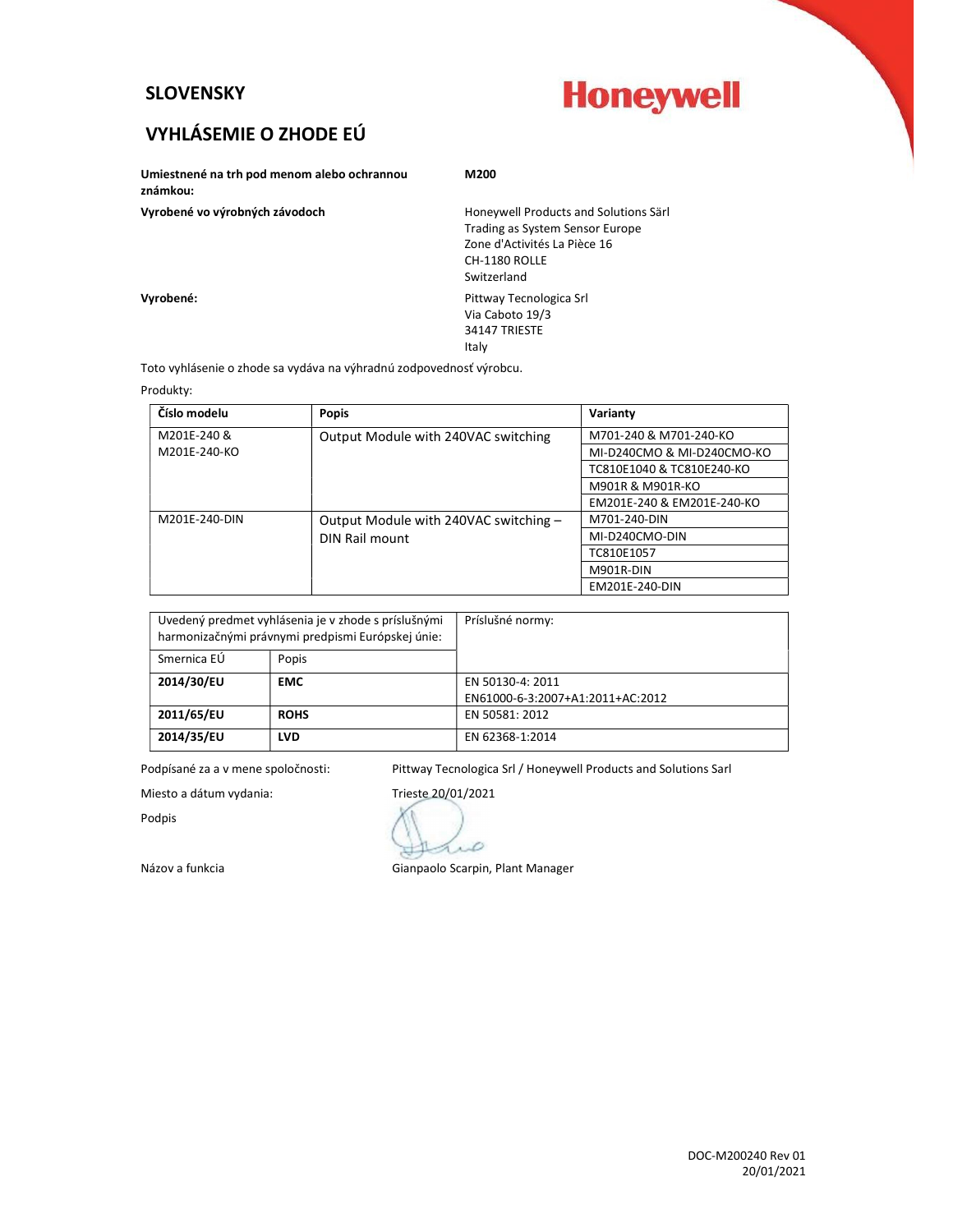## SLOVENSKY

Honeywell

## VYHLÁSEMIE O ZHODE EÚ

**Umiestnené na trh pod menom alebo ochrannou známkou:** M200

**Vyrobené vo výrobných závodoch**
Honeywell Products and Solutions Särl
Trading as System Sensor Europe
Zone d'Activités La Pièce 16
CH-1180 ROLLE
Switzerland

**Vyrobené:**
Pittway Tecnologica Srl
Via Caboto 19/3
34147 TRIESTE
Italy

Toto vyhlásenie o zhode sa vydáva na výhradnú zodpovednosť výrobcu.

Produkty:

| Číslo modelu | Popis | Varianty |
|---|---|---|
| M201E-240 & M201E-240-KO | Output Module with 240VAC switching | M701-240 & M701-240-KO |
| | | MI-D240CMO & MI-D240CMO-KO |
| | | TC810E1040 & TC810E240-KO |
| | | M901R & M901R-KO |
| | | EM201E-240 & EM201E-240-KO |
| M201E-240-DIN | Output Module with 240VAC switching – DIN Rail mount | M701-240-DIN |
| | | MI-D240CMO-DIN |
| | | TC810E1057 |
| | | M901R-DIN |
| | | EM201E-240-DIN |

| Uvedený predmet vyhlásenia je v zhode s príslušnými harmonizačnými právnymi predpismi Európskej únie: | | Príslušné normy: |
|---|---|---|
| Smernica EÚ | Popis | |
| **2014/30/EU** | **EMC** | EN 50130-4: 2011<br>EN61000-6-3:2007+A1:2011+AC:2012 |
| **2011/65/EU** | **ROHS** | EN 50581: 2012 |
| **2014/35/EU** | **LVD** | EN 62368-1:2014 |

Podpísané za a v mene spoločnosti: Pittway Tecnologica Srl / Honeywell Products and Solutions Sarl

Miesto a dátum vydania: Trieste 20/01/2021

Podpis

Názov a funkcia: Gianpaolo Scarpin, Plant Manager

DOC-M200240 Rev 01
20/01/2021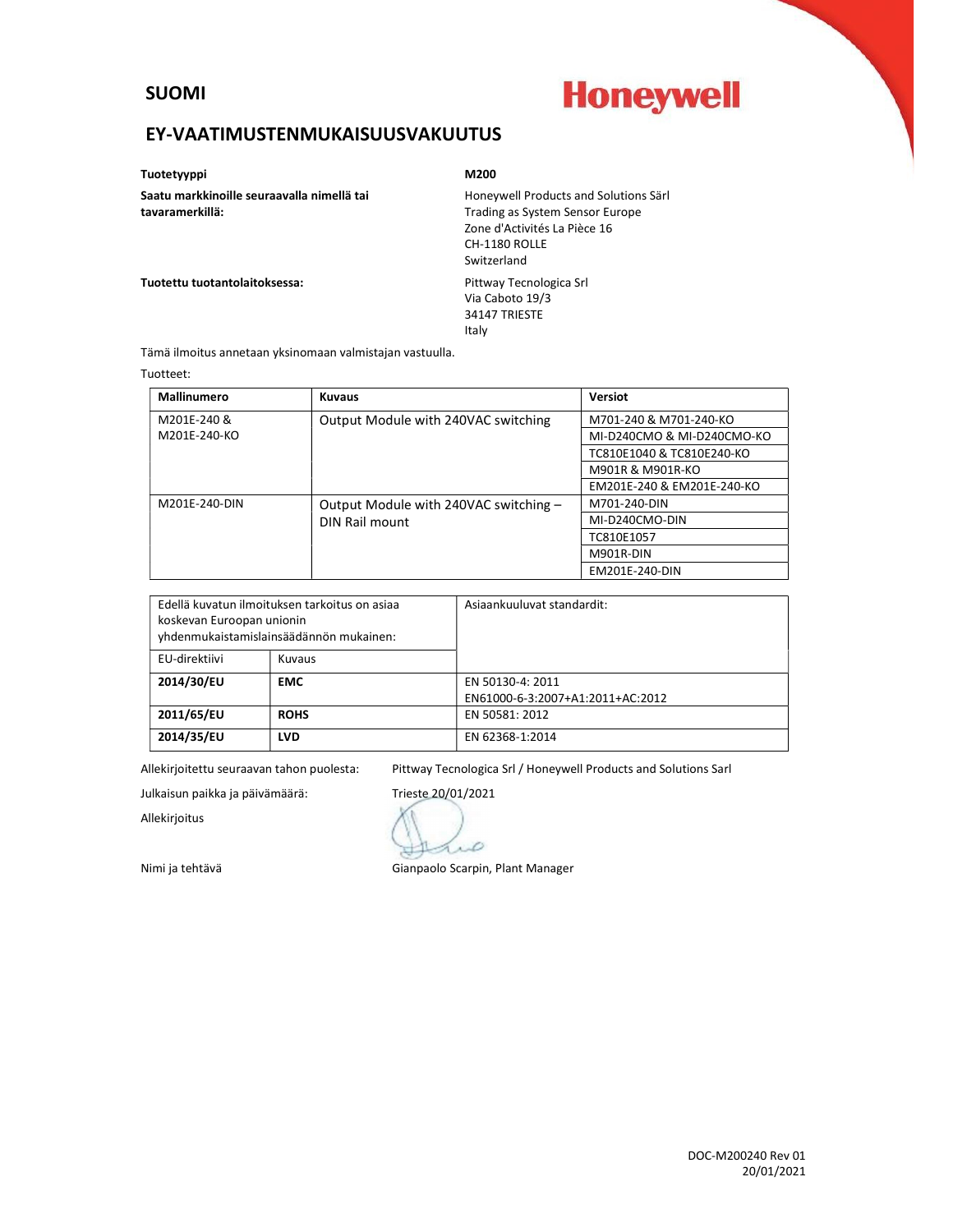## SUOMI

**Honeywell**

## EY-VAATIMUSTENMUKAISUUSVAKUUTUS

**Tuotetyyppi** — **M200**

**Saatu markkinoille seuraavalla nimellä tai tavaramerkillä:**

Honeywell Products and Solutions Särl
Trading as System Sensor Europe
Zone d'Activités La Pièce 16
CH-1180 ROLLE
Switzerland

**Tuotettu tuotantolaitoksessa:**

Pittway Tecnologica Srl
Via Caboto 19/3
34147 TRIESTE
Italy

Tämä ilmoitus annetaan yksinomaan valmistajan vastuulla.

Tuotteet:

| Mallinumero | Kuvaus | Versiot |
|---|---|---|
| M201E-240 & M201E-240-KO | Output Module with 240VAC switching | M701-240 & M701-240-KO |
| | | MI-D240CMO & MI-D240CMO-KO |
| | | TC810E1040 & TC810E240-KO |
| | | M901R & M901R-KO |
| | | EM201E-240 & EM201E-240-KO |
| M201E-240-DIN | Output Module with 240VAC switching – DIN Rail mount | M701-240-DIN |
| | | MI-D240CMO-DIN |
| | | TC810E1057 |
| | | M901R-DIN |
| | | EM201E-240-DIN |

| Edellä kuvatun ilmoituksen tarkoitus on asiaa koskevan Euroopan unionin yhdenmukaistamislainsäädännön mukainen: | | Asiaankuuluvat standardit: |
|---|---|---|
| EU-direktiivi | Kuvaus | |
| **2014/30/EU** | **EMC** | EN 50130-4: 2011<br>EN61000-6-3:2007+A1:2011+AC:2012 |
| **2011/65/EU** | **ROHS** | EN 50581: 2012 |
| **2014/35/EU** | **LVD** | EN 62368-1:2014 |

Allekirjoitettu seuraavan tahon puolesta: Pittway Tecnologica Srl / Honeywell Products and Solutions Sarl

Julkaisun paikka ja päivämäärä: Trieste 20/01/2021

Allekirjoitus

Nimi ja tehtävä: Gianpaolo Scarpin, Plant Manager

DOC-M200240 Rev 01
20/01/2021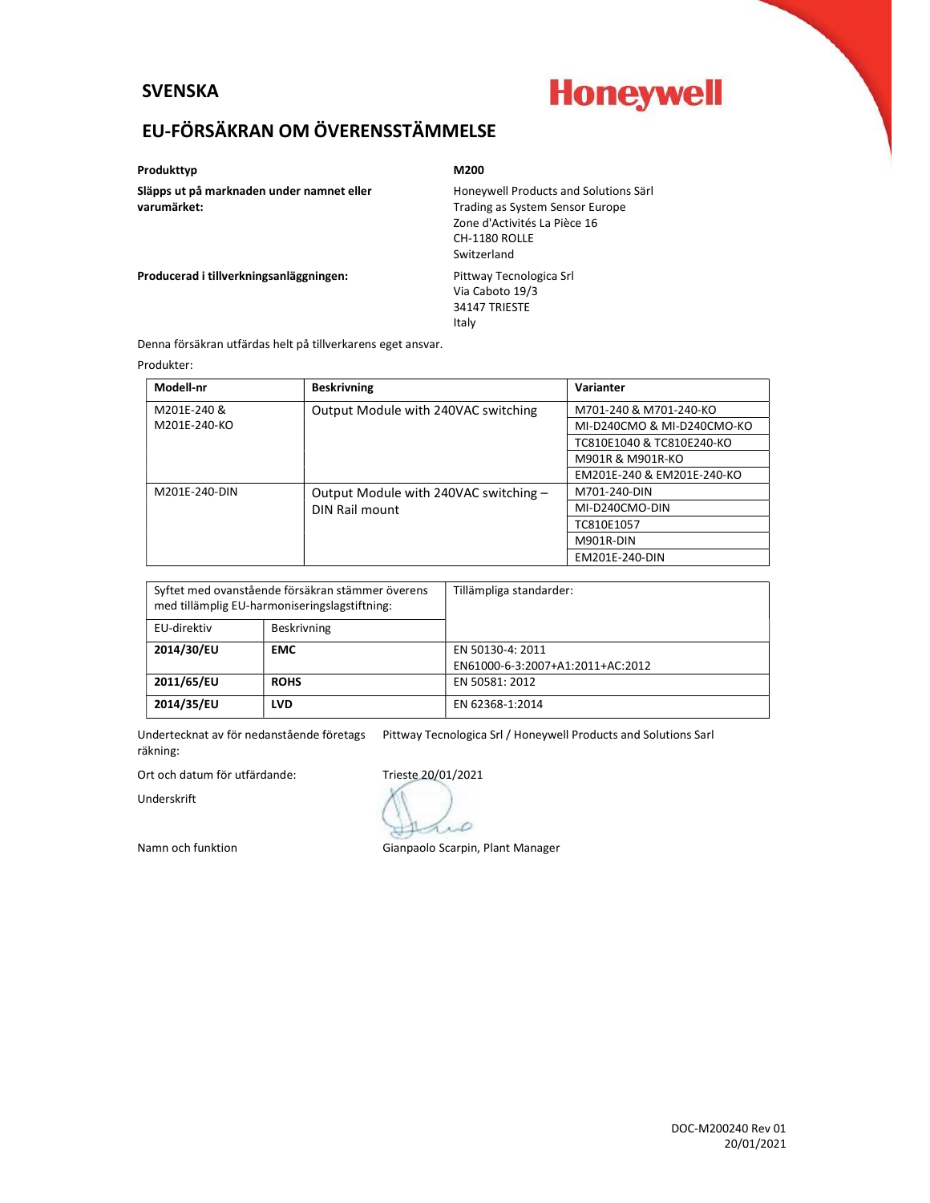## SVENSKA

Honeywell

## EU-FÖRSÄKRAN OM ÖVERENSSTÄMMELSE

**Produkttyp** — **M200**

**Släpps ut på marknaden under namnet eller varumärket:**

Honeywell Products and Solutions Särl
Trading as System Sensor Europe
Zone d'Activités La Pièce 16
CH-1180 ROLLE
Switzerland

**Producerad i tillverkningsanläggningen:**

Pittway Tecnologica Srl
Via Caboto 19/3
34147 TRIESTE
Italy

Denna försäkran utfärdas helt på tillverkarens eget ansvar.

Produkter:

| Modell-nr | Beskrivning | Varianter |
|---|---|---|
| M201E-240 & M201E-240-KO | Output Module with 240VAC switching | M701-240 & M701-240-KO |
| | | MI-D240CMO & MI-D240CMO-KO |
| | | TC810E1040 & TC810E240-KO |
| | | M901R & M901R-KO |
| | | EM201E-240 & EM201E-240-KO |
| M201E-240-DIN | Output Module with 240VAC switching – DIN Rail mount | M701-240-DIN |
| | | MI-D240CMO-DIN |
| | | TC810E1057 |
| | | M901R-DIN |
| | | EM201E-240-DIN |

| Syftet med ovanstående försäkran stämmer överens med tillämplig EU-harmoniseringslagstiftning: | | Tillämpliga standarder: |
|---|---|---|
| EU-direktiv | Beskrivning | |
| **2014/30/EU** | **EMC** | EN 50130-4: 2011<br>EN61000-6-3:2007+A1:2011+AC:2012 |
| **2011/65/EU** | **ROHS** | EN 50581: 2012 |
| **2014/35/EU** | **LVD** | EN 62368-1:2014 |

Undertecknat av för nedanstående företags räkning: Pittway Tecnologica Srl / Honeywell Products and Solutions Sarl

Ort och datum för utfärdande: Trieste 20/01/2021

Underskrift

Namn och funktion: Gianpaolo Scarpin, Plant Manager

DOC-M200240 Rev 01
20/01/2021